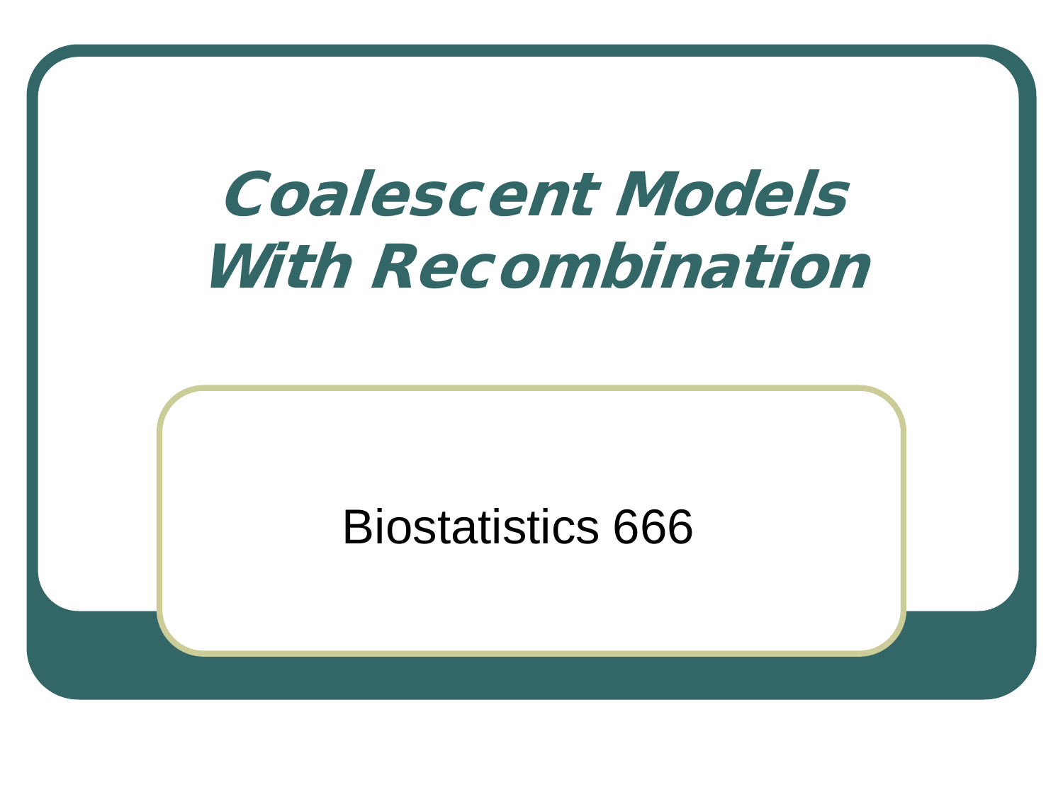# Coalescent Models With Recombination

Biostatistics 666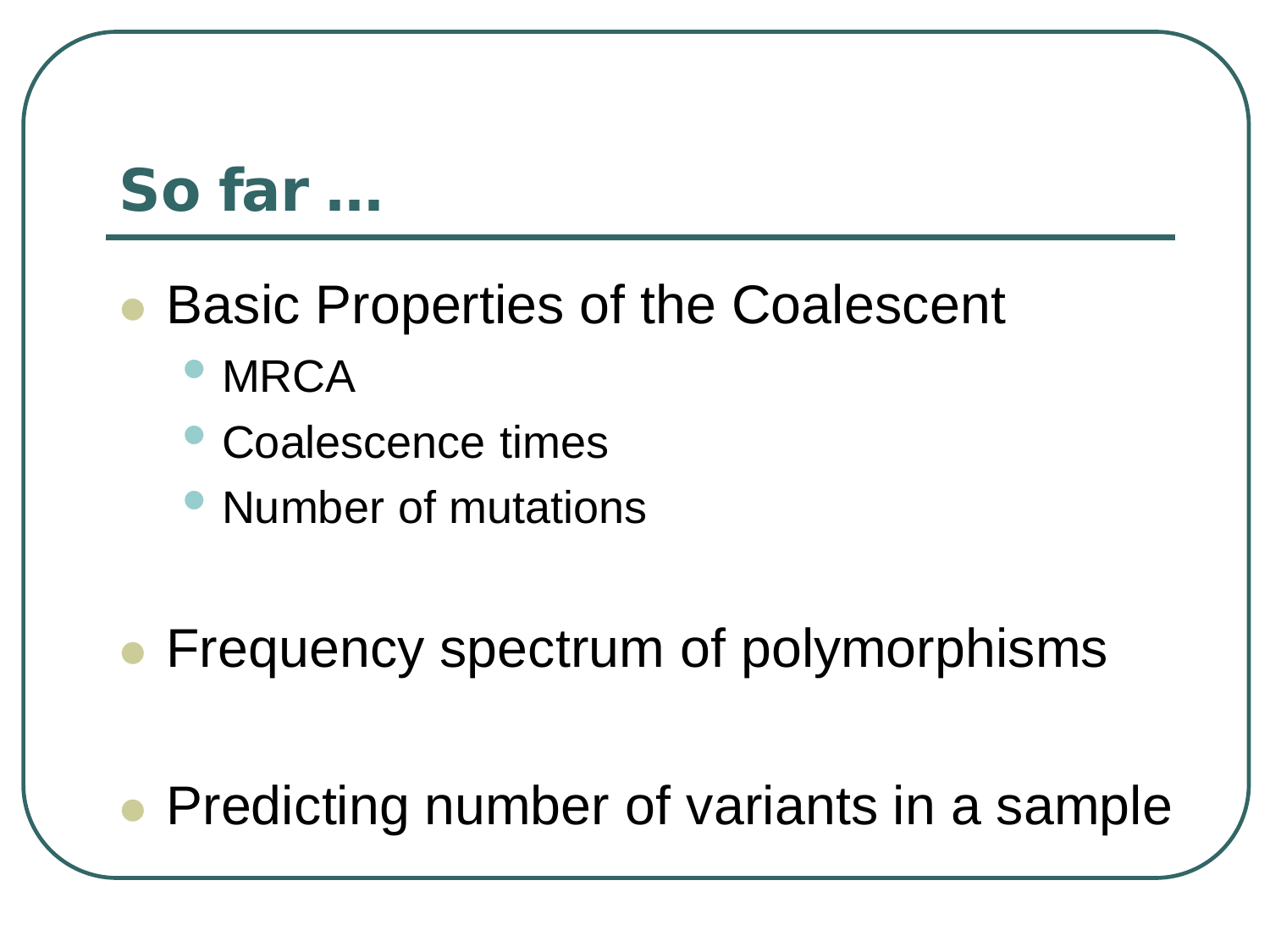# So far …

- Basic Properties of the Coalescent
  - MRCA
  - Coalescence times
  - Number of mutations
- Frequency spectrum of polymorphisms
- Predicting number of variants in a sample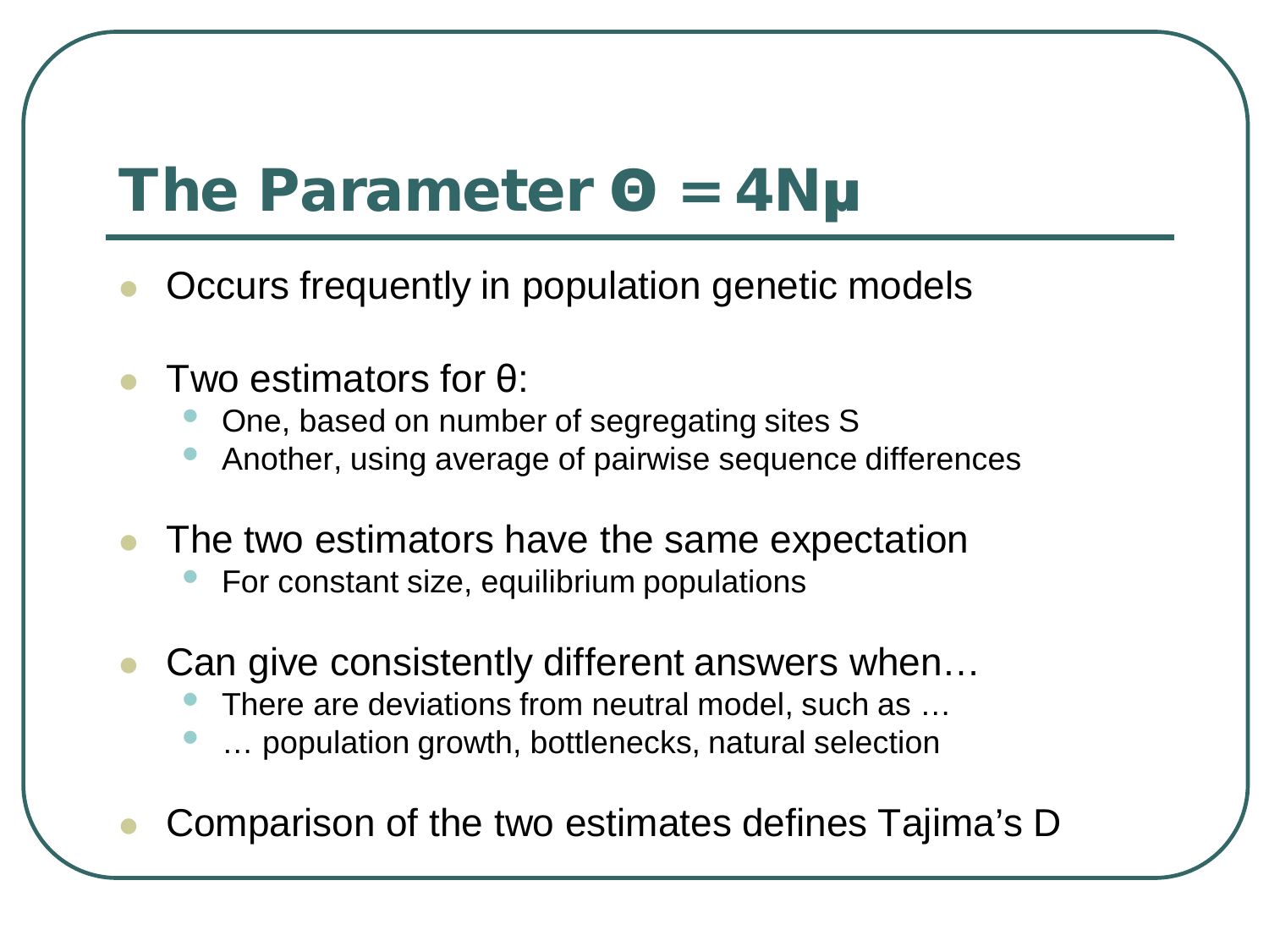# The Parameter $\Theta = 4N\mu$

- Occurs frequently in population genetic models

- Two estimators for $\theta$:
  - One, based on number of segregating sites S
  - Another, using average of pairwise sequence differences

- The two estimators have the same expectation
  - For constant size, equilibrium populations

- Can give consistently different answers when…
  - There are deviations from neutral model, such as …
  - … population growth, bottlenecks, natural selection

- Comparison of the two estimates defines Tajima's D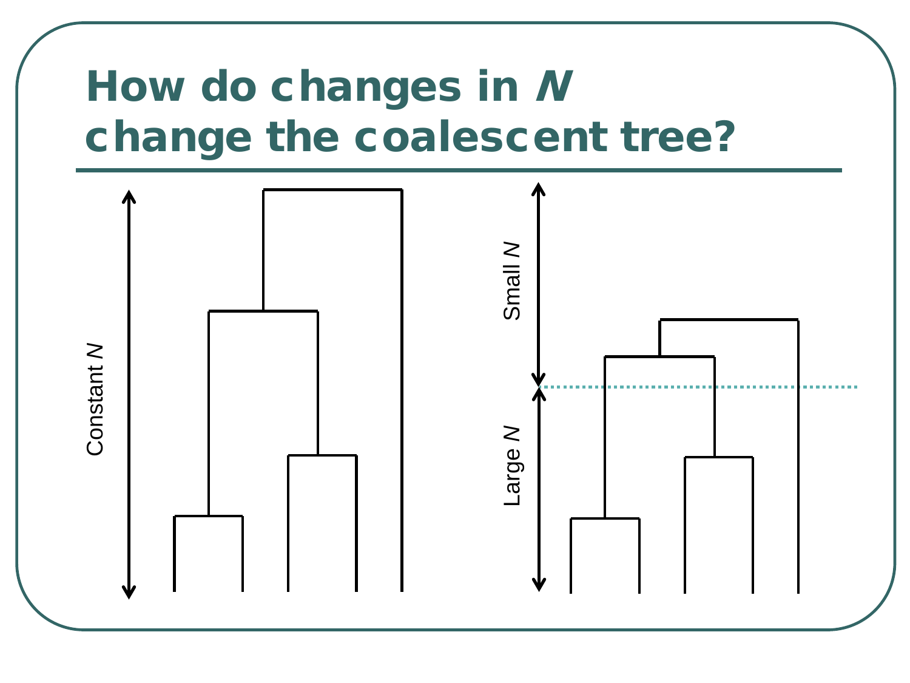# How do changes in *N* change the coalescent tree?

Constant *N*

Small *N*

Large *N*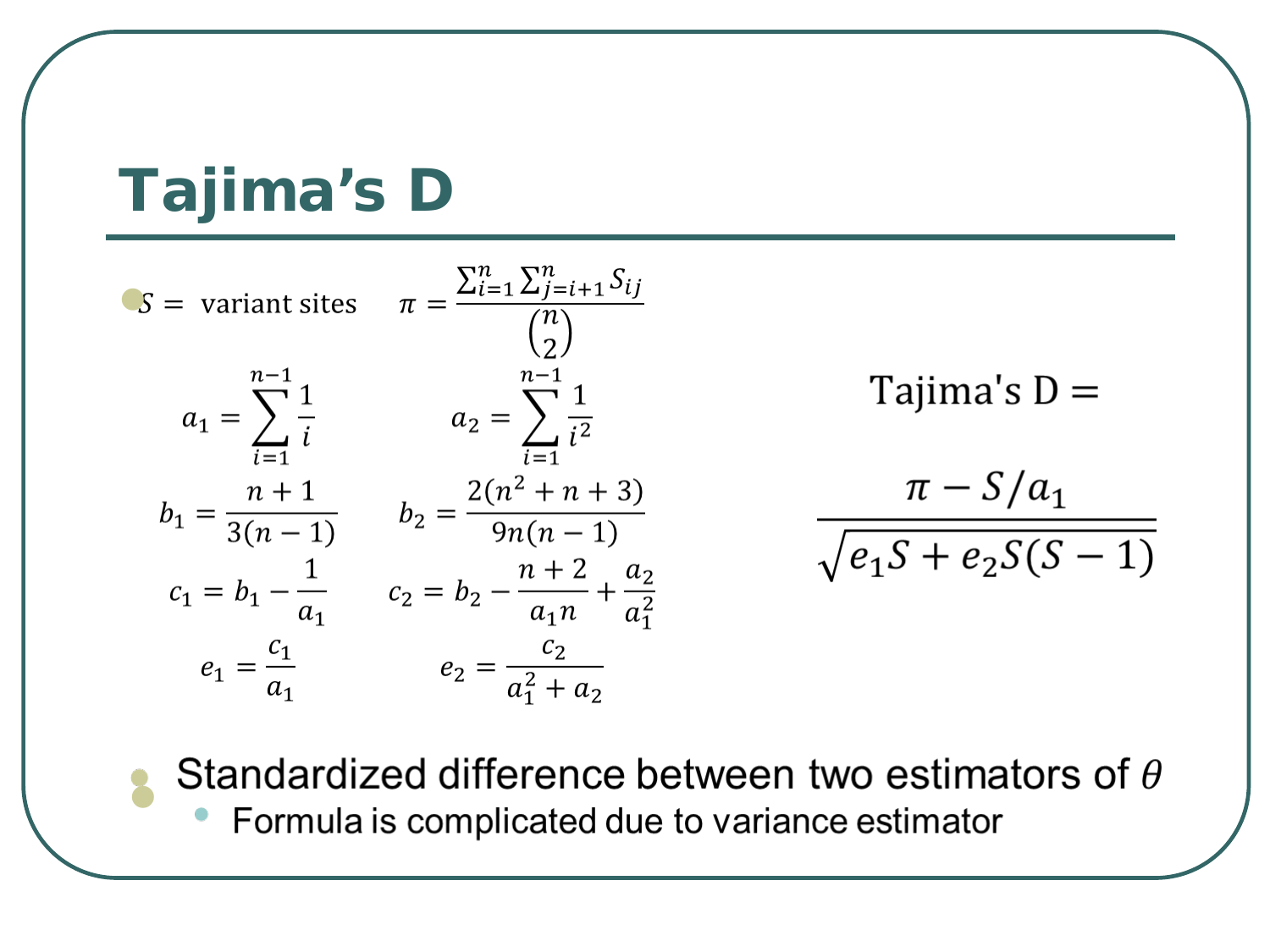# Tajima's D

- $S =$ variant sites $\quad \pi = \frac{\sum_{i=1}^{n}\sum_{j=i+1}^{n} S_{ij}}{\binom{n}{2}}$

$$a_1 = \sum_{i=1}^{n-1} \frac{1}{i} \qquad a_2 = \sum_{i=1}^{n-1} \frac{1}{i^2}$$

$$b_1 = \frac{n+1}{3(n-1)} \qquad b_2 = \frac{2(n^2+n+3)}{9n(n-1)}$$

$$c_1 = b_1 - \frac{1}{a_1} \qquad c_2 = b_2 - \frac{n+2}{a_1 n} + \frac{a_2}{a_1^2}$$

$$e_1 = \frac{c_1}{a_1} \qquad e_2 = \frac{c_2}{a_1^2 + a_2}$$

$$\text{Tajima's D} = \frac{\pi - S/a_1}{\sqrt{e_1 S + e_2 S(S-1)}}$$

- Standardized difference between two estimators of $\theta$
  - Formula is complicated due to variance estimator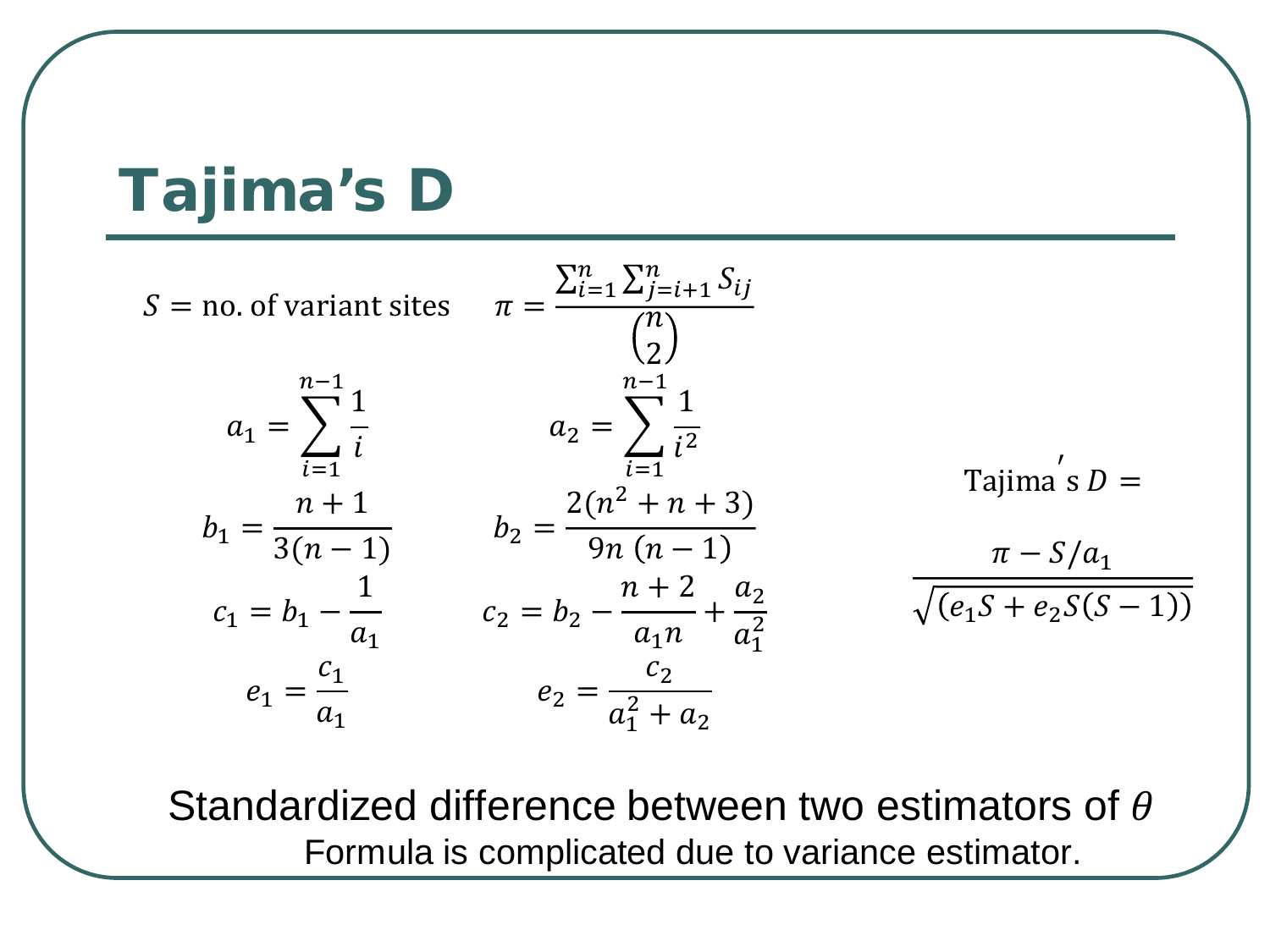# Tajima's D

$S$ = no. of variant sites

$$\pi = \frac{\sum_{i=1}^{n}\sum_{j=i+1}^{n} S_{ij}}{\binom{n}{2}}$$

$$a_1 = \sum_{i=1}^{n-1}\frac{1}{i} \qquad a_2 = \sum_{i=1}^{n-1}\frac{1}{i^2}$$

$$b_1 = \frac{n+1}{3(n-1)} \qquad b_2 = \frac{2(n^2+n+3)}{9n\,(n-1)}$$

$$c_1 = b_1 - \frac{1}{a_1} \qquad c_2 = b_2 - \frac{n+2}{a_1 n} + \frac{a_2}{a_1^2}$$

$$e_1 = \frac{c_1}{a_1} \qquad e_2 = \frac{c_2}{a_1^2 + a_2}$$

$$\text{Tajima's } D = \frac{\pi - S/a_1}{\sqrt{(e_1 S + e_2 S(S-1))}}$$

Standardized difference between two estimators of $\theta$

Formula is complicated due to variance estimator.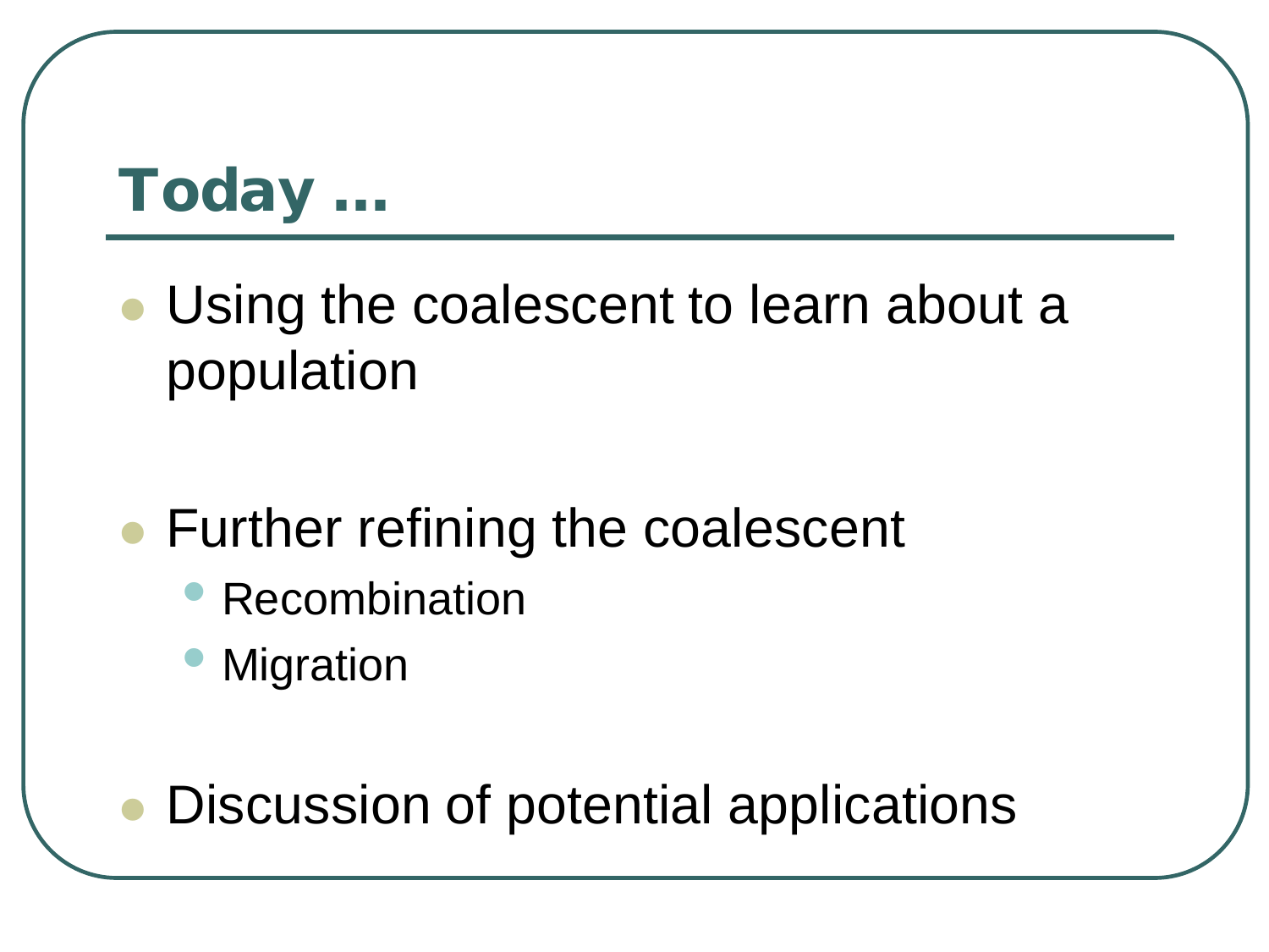# Today …

- Using the coalescent to learn about a population
- Further refining the coalescent
  - Recombination
  - Migration
- Discussion of potential applications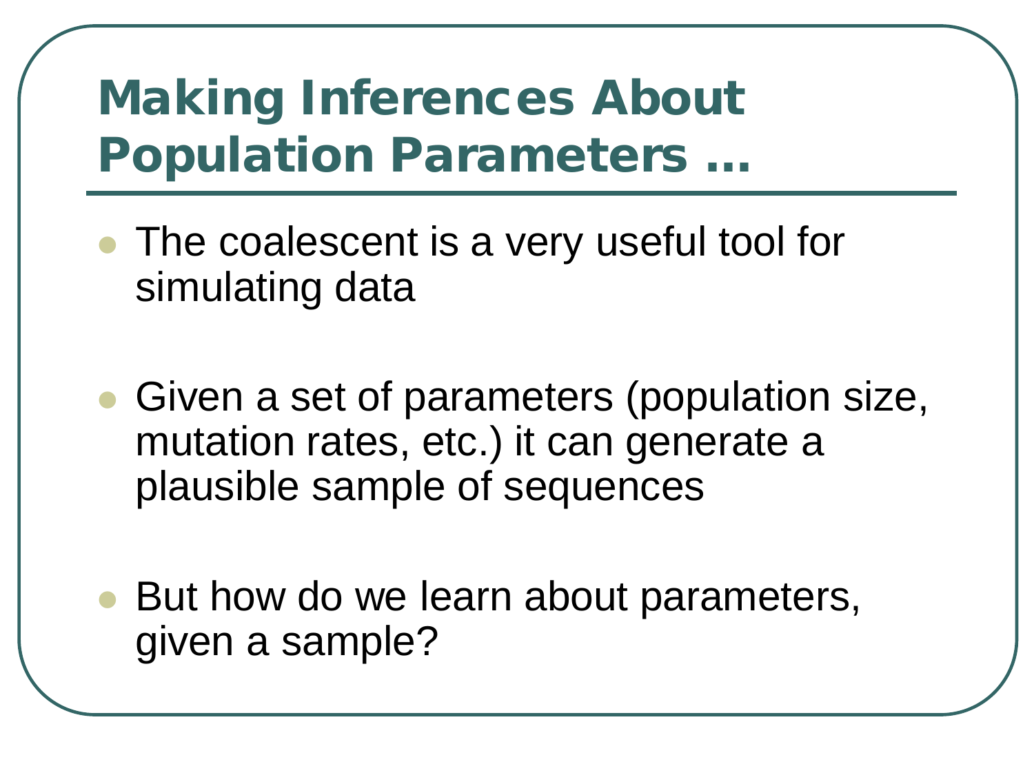# Making Inferences About Population Parameters …

- The coalescent is a very useful tool for simulating data
- Given a set of parameters (population size, mutation rates, etc.) it can generate a plausible sample of sequences
- But how do we learn about parameters, given a sample?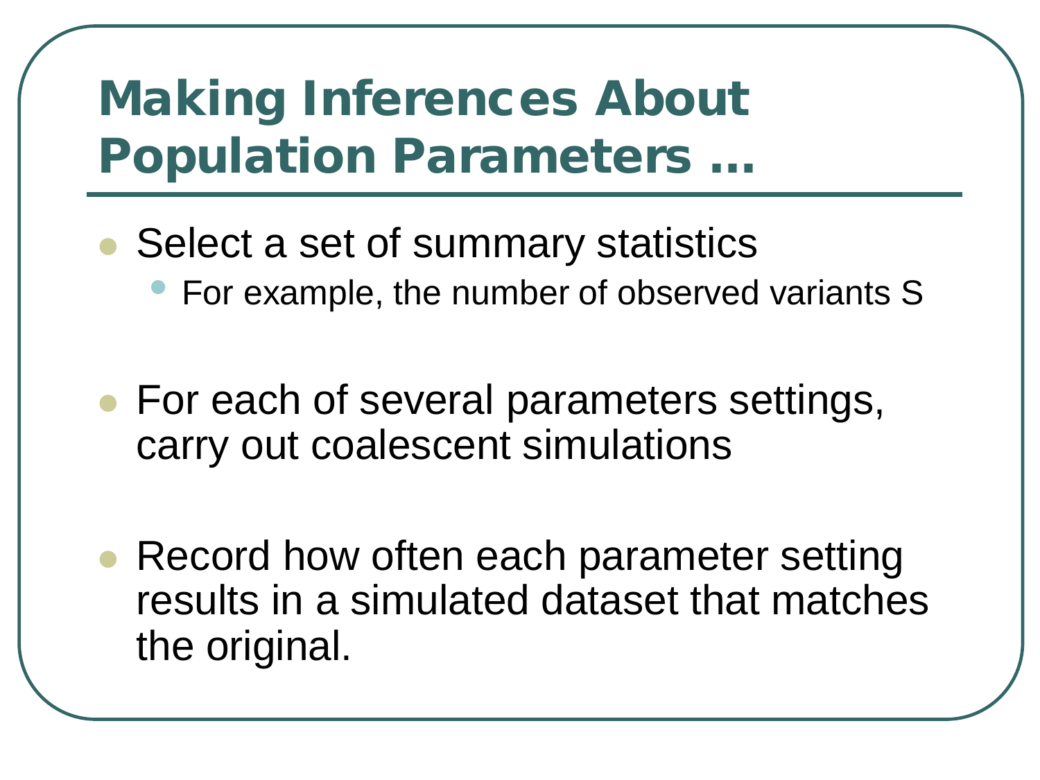# Making Inferences About Population Parameters …

- Select a set of summary statistics
  - For example, the number of observed variants S

- For each of several parameters settings, carry out coalescent simulations

- Record how often each parameter setting results in a simulated dataset that matches the original.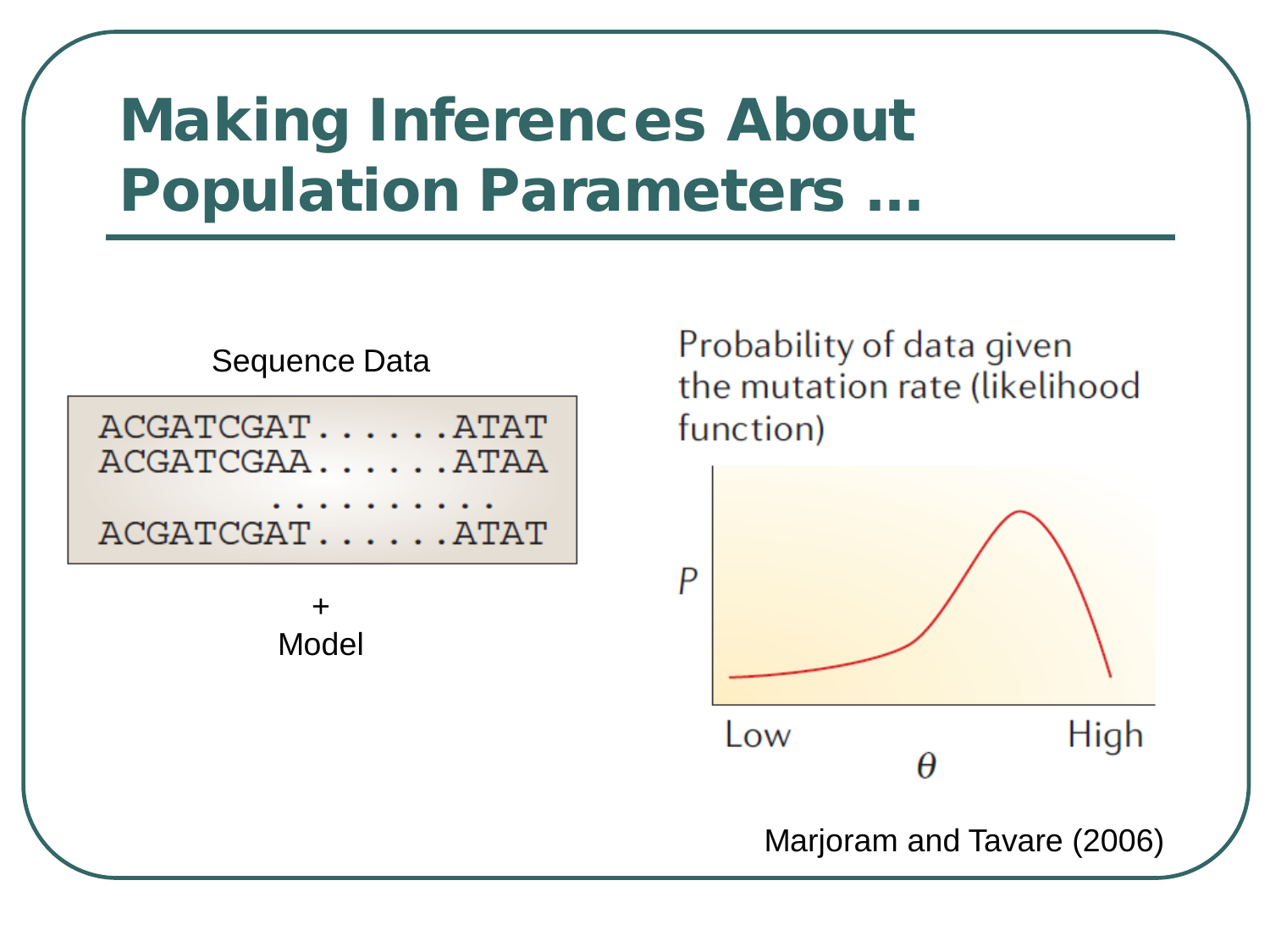# Making Inferences About Population Parameters …

Sequence Data

```
ACGATCGAT......ATAT
ACGATCGAA......ATAA
    ...........
ACGATCGAT......ATAT
```

+
Model

Probability of data given the mutation rate (likelihood function)

$P$

Low $\theta$ High

Marjoram and Tavare (2006)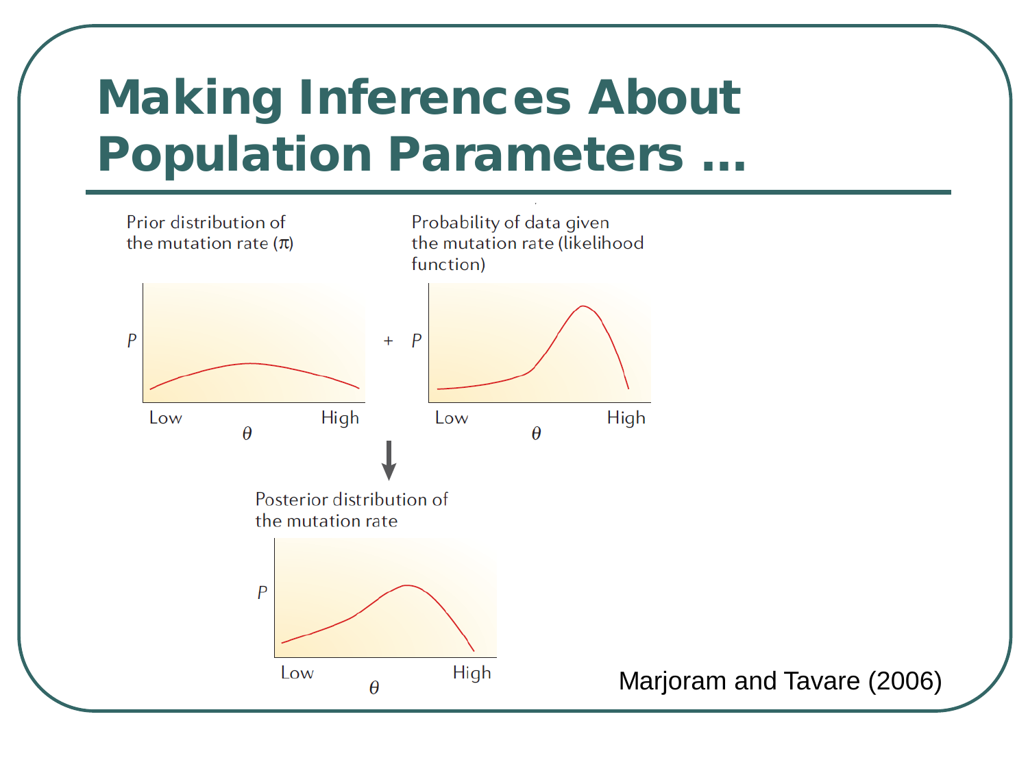# Making Inferences About Population Parameters …

Prior distribution of the mutation rate ($\pi$)

$P$

Low High

$\theta$

\+

Probability of data given the mutation rate (likelihood function)

$P$

Low High

$\theta$

Posterior distribution of the mutation rate

$P$

Low High

$\theta$

Marjoram and Tavare (2006)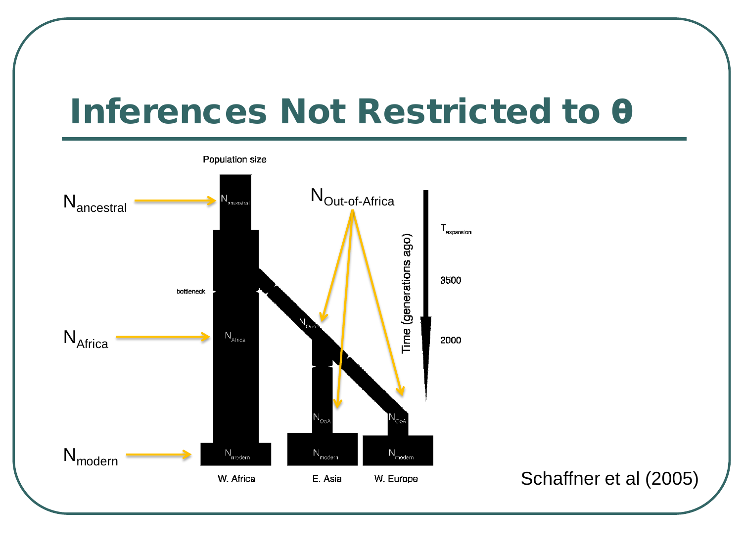# Inferences Not Restricted to θ

$N_{ancestral}$

$N_{Africa}$

$N_{modern}$

$N_{Out\text{-}of\text{-}Africa}$

Population size

bottleneck

$N_{ancestral}$

$N_{Africa}$

$N_{OoA}$

$N_{OoA}$

$N_{OoA}$

$N_{modern}$ $N_{modern}$ $N_{modern}$

W. Africa E. Asia W. Europe

Time (generations ago)

$T_{expansion}$

3500

2000

Schaffner et al (2005)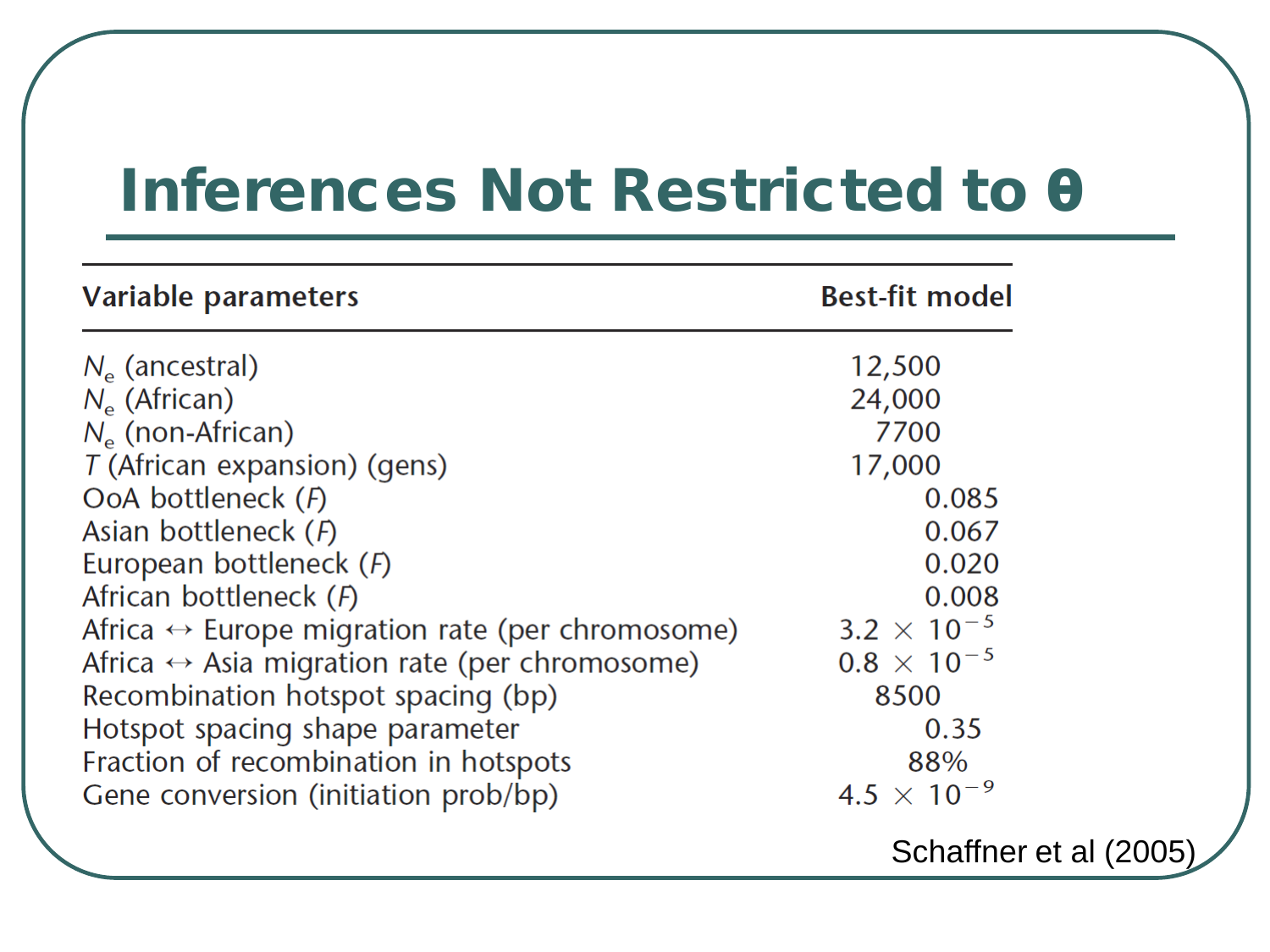# Inferences Not Restricted to θ

| Variable parameters | Best-fit model |
| --- | --- |
| $N_e$ (ancestral) | 12,500 |
| $N_e$ (African) | 24,000 |
| $N_e$ (non-African) | 7700 |
| $T$ (African expansion) (gens) | 17,000 |
| OoA bottleneck ($F$) | 0.085 |
| Asian bottleneck ($F$) | 0.067 |
| European bottleneck ($F$) | 0.020 |
| African bottleneck ($F$) | 0.008 |
| Africa ↔ Europe migration rate (per chromosome) | $3.2 \times 10^{-5}$ |
| Africa ↔ Asia migration rate (per chromosome) | $0.8 \times 10^{-5}$ |
| Recombination hotspot spacing (bp) | 8500 |
| Hotspot spacing shape parameter | 0.35 |
| Fraction of recombination in hotspots | 88% |
| Gene conversion (initiation prob/bp) | $4.5 \times 10^{-9}$ |

Schaffner et al (2005)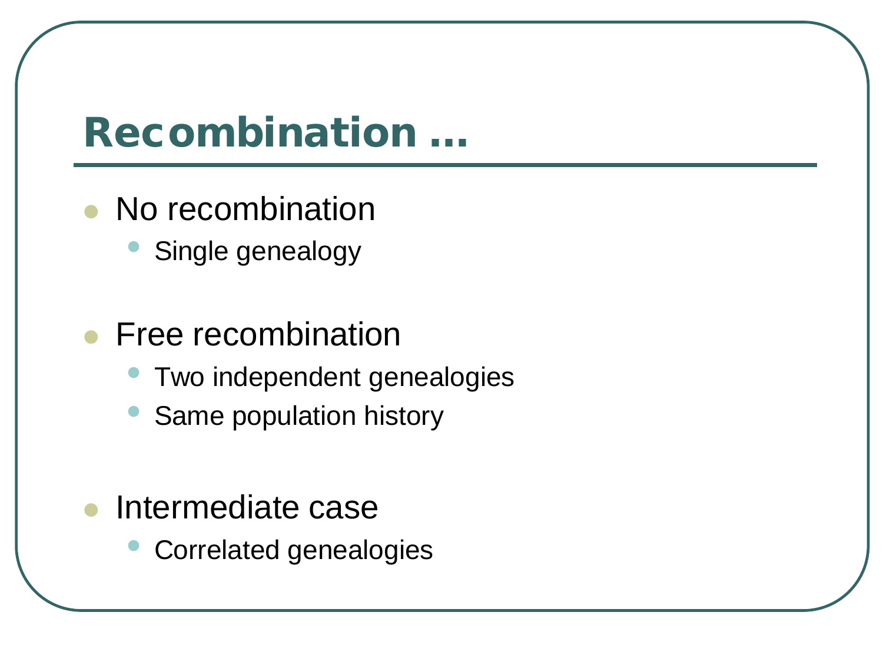# Recombination …

- No recombination
  - Single genealogy

- Free recombination
  - Two independent genealogies
  - Same population history

- Intermediate case
  - Correlated genealogies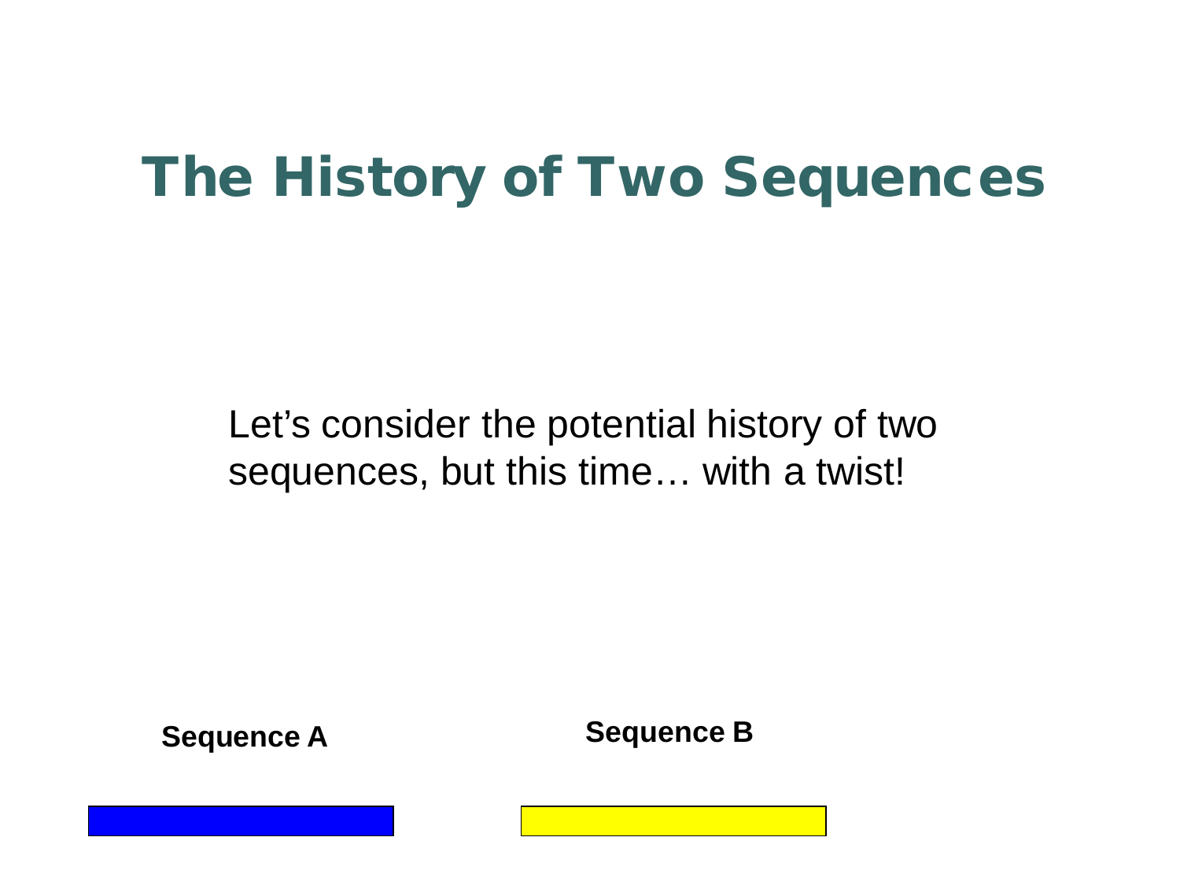# The History of Two Sequences

Let’s consider the potential history of two sequences, but this time… with a twist!

**Sequence A**

**Sequence B**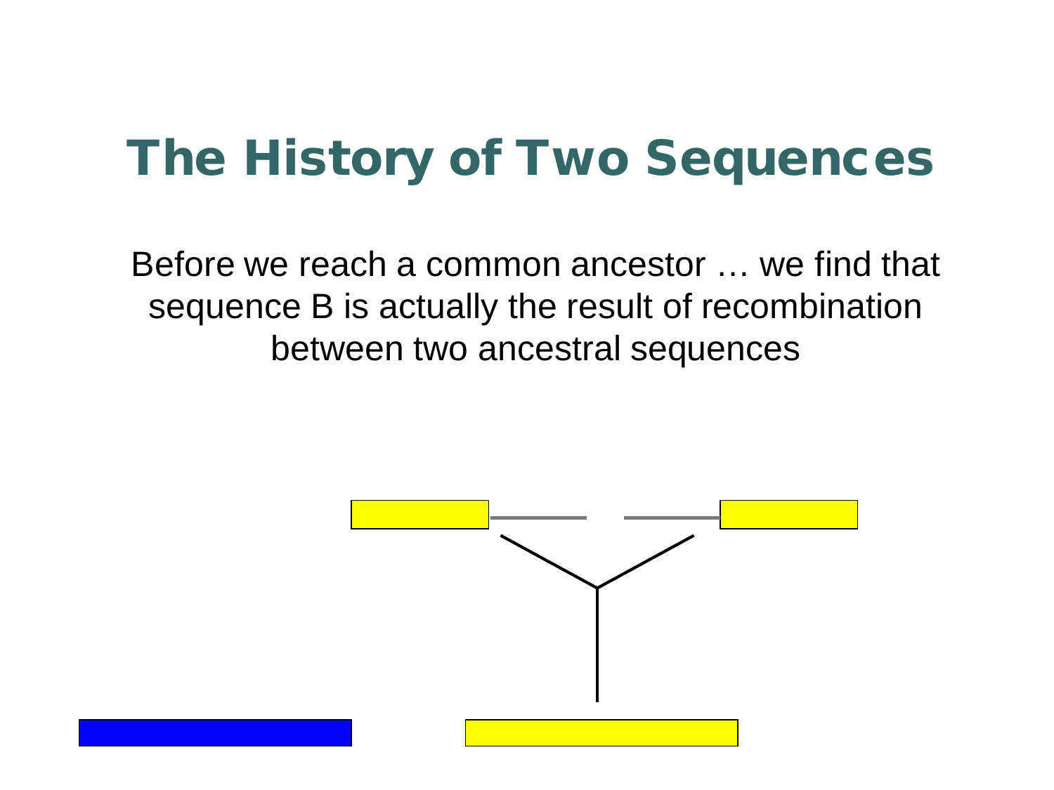# The History of Two Sequences

Before we reach a common ancestor … we find that sequence B is actually the result of recombination between two ancestral sequences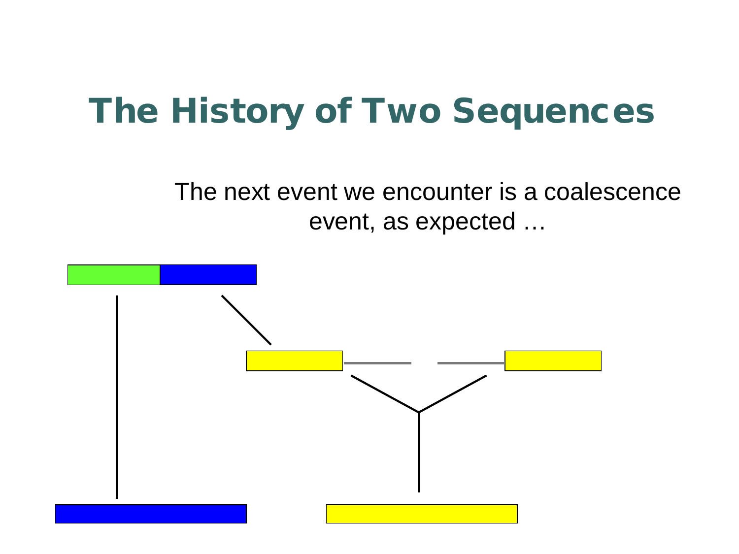# The History of Two Sequences

The next event we encounter is a coalescence event, as expected …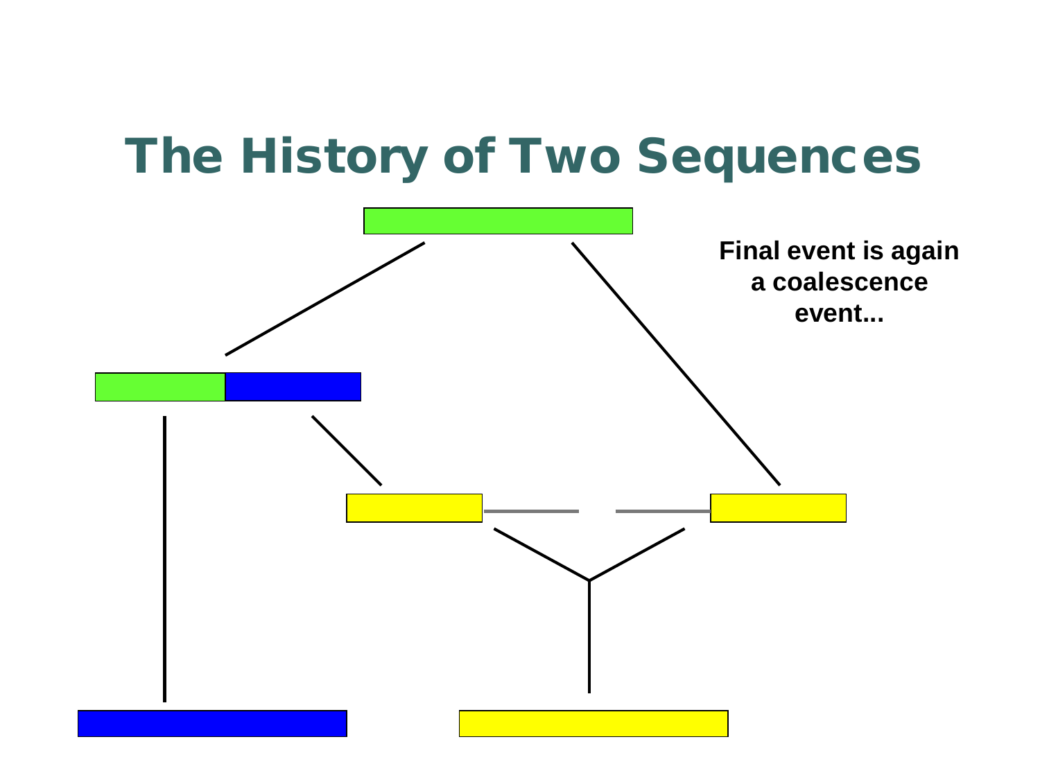# The History of Two Sequences

**Final event is again a coalescence event...**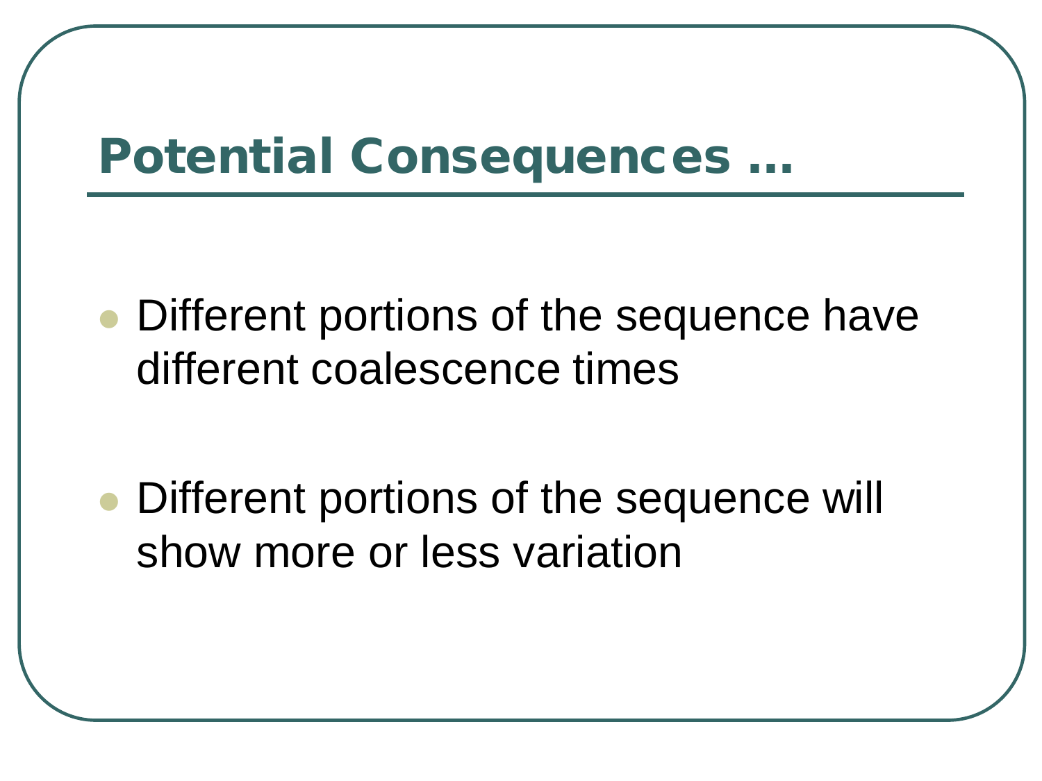# Potential Consequences …

- Different portions of the sequence have different coalescence times
- Different portions of the sequence will show more or less variation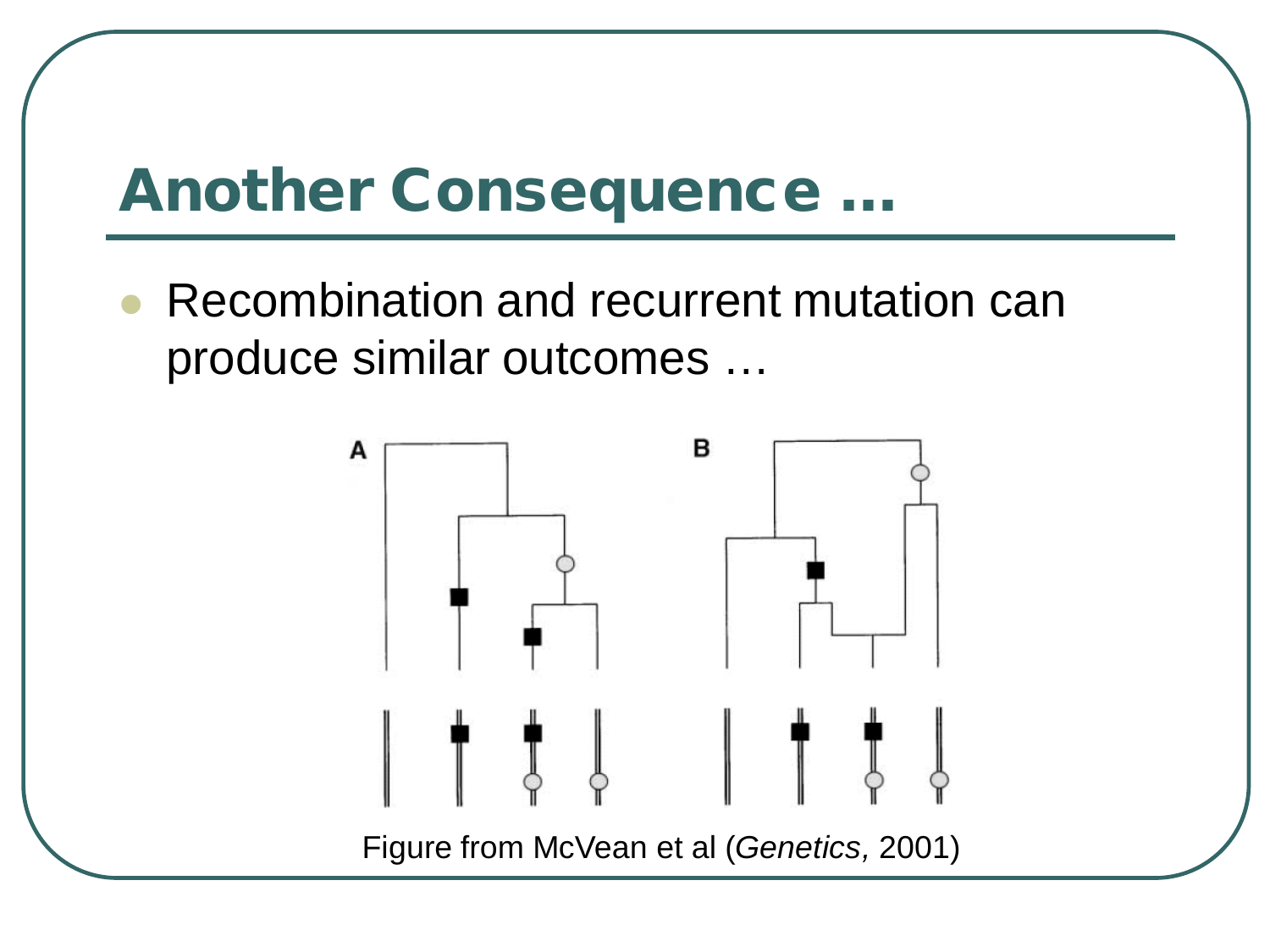# Another Consequence …

- Recombination and recurrent mutation can produce similar outcomes …

Figure from McVean et al (*Genetics*, 2001)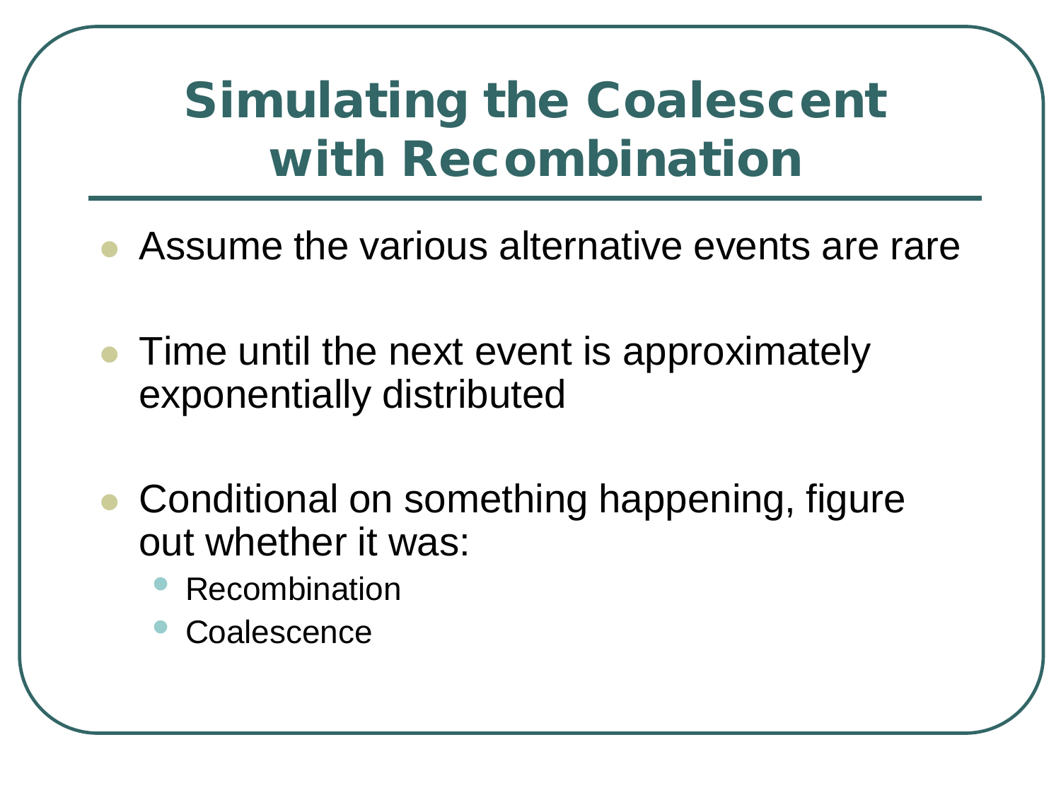# Simulating the Coalescent with Recombination

- Assume the various alternative events are rare
- Time until the next event is approximately exponentially distributed
- Conditional on something happening, figure out whether it was:
  - Recombination
  - Coalescence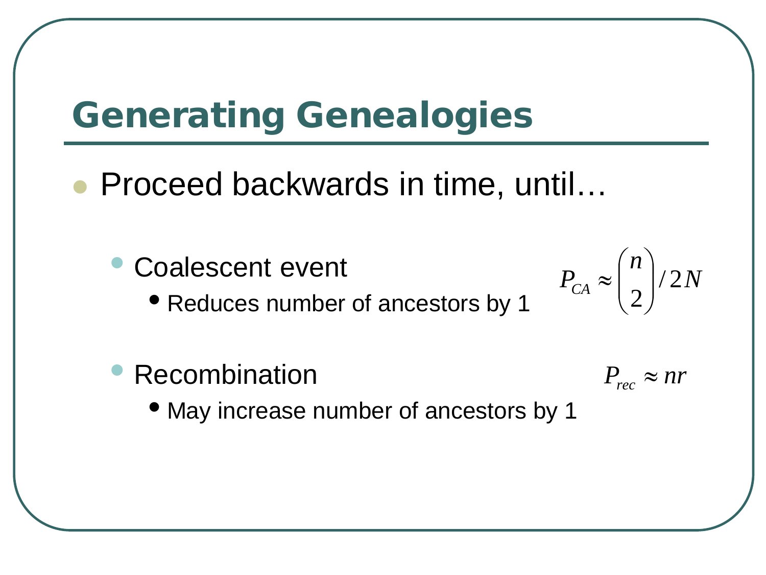# Generating Genealogies

- Proceed backwards in time, until…
  - Coalescent event
    - Reduces number of ancestors by 1

$$P_{CA} \approx \binom{n}{2} / 2N$$

  - Recombination
    - May increase number of ancestors by 1

$$P_{rec} \approx nr$$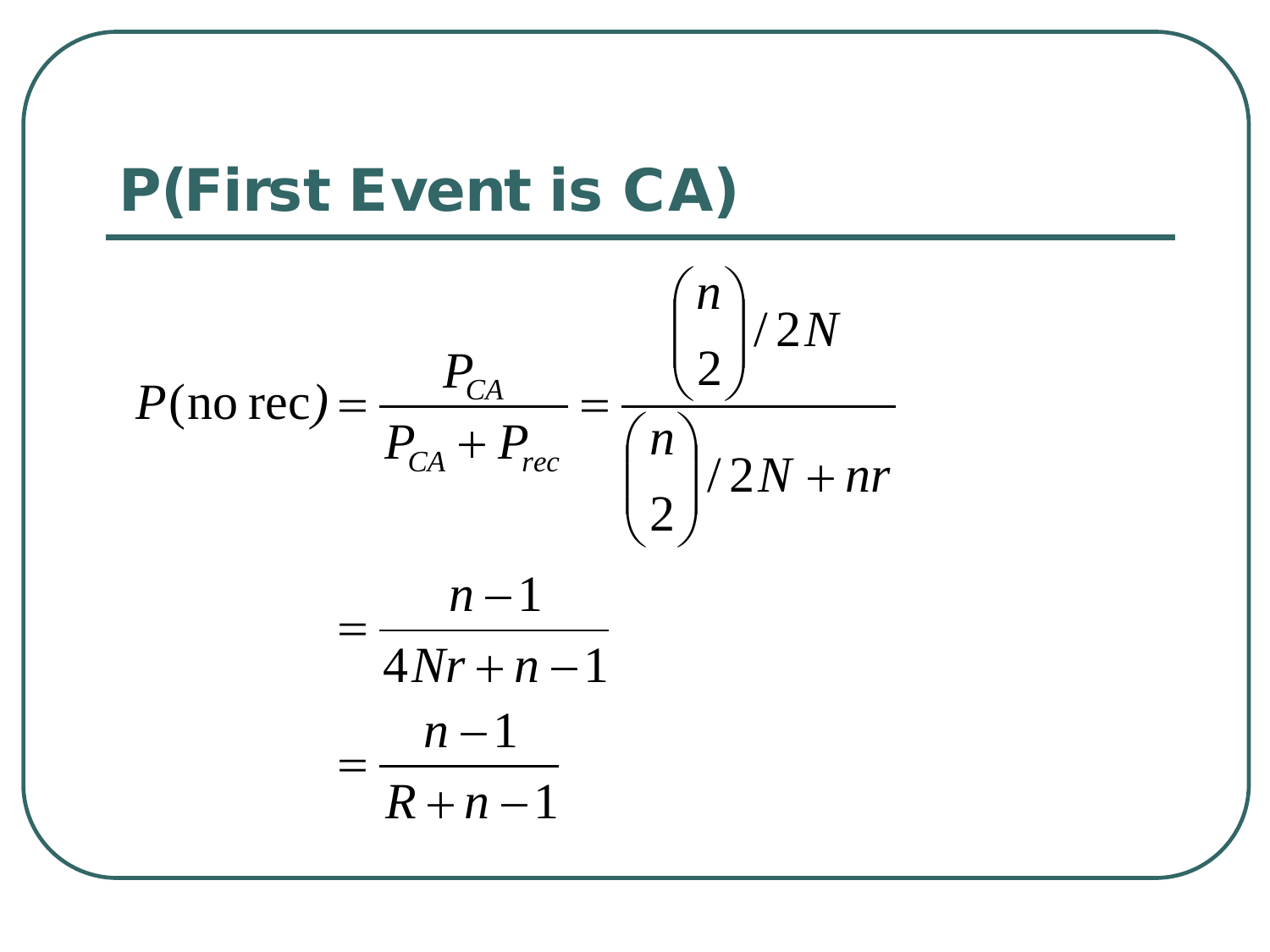## P(First Event is CA)

$$P(\text{no rec}) = \frac{P_{CA}}{P_{CA} + P_{rec}} = \frac{\binom{n}{2}/2N}{\binom{n}{2}/2N + nr}$$

$$= \frac{n-1}{4Nr + n - 1}$$

$$= \frac{n-1}{R + n - 1}$$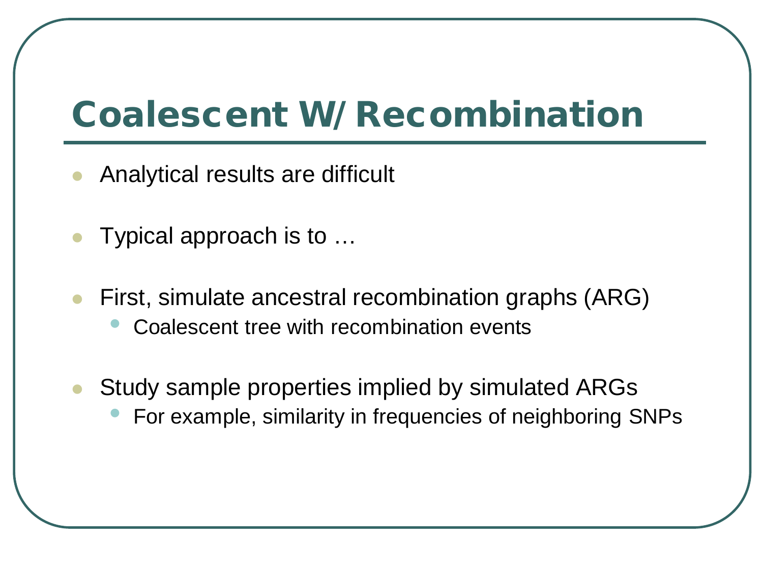# Coalescent W/ Recombination

- Analytical results are difficult
- Typical approach is to …
- First, simulate ancestral recombination graphs (ARG)
  - Coalescent tree with recombination events
- Study sample properties implied by simulated ARGs
  - For example, similarity in frequencies of neighboring SNPs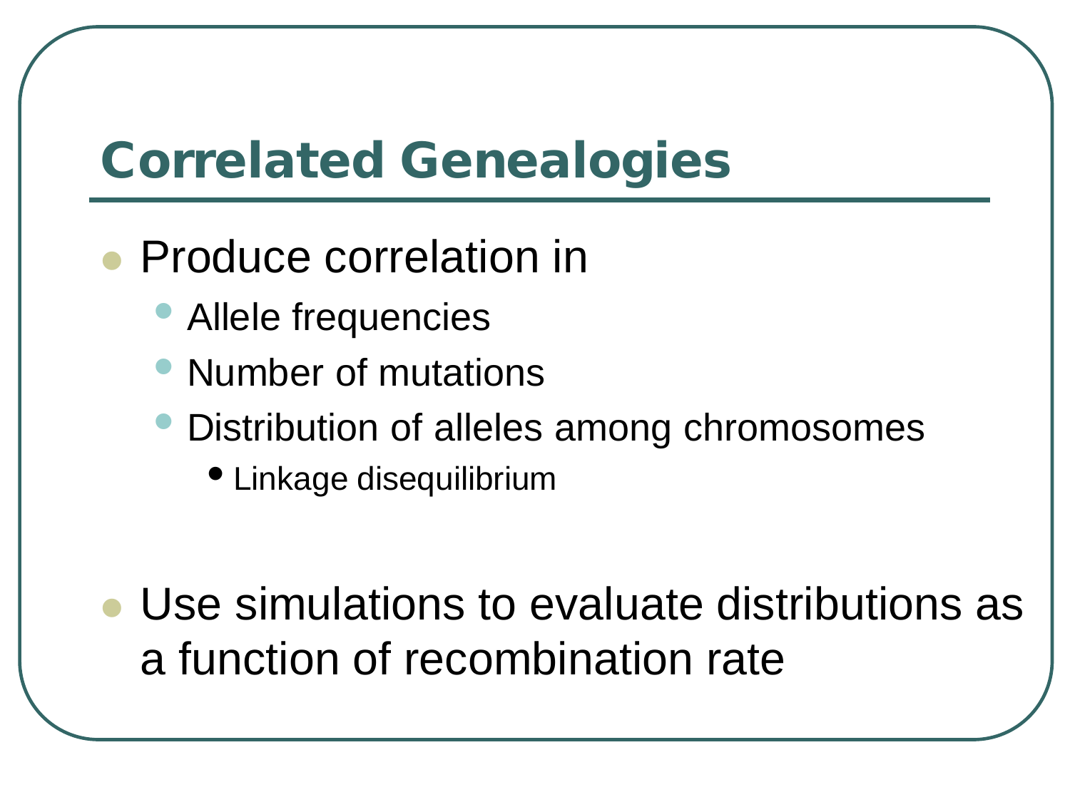# Correlated Genealogies

- Produce correlation in
  - Allele frequencies
  - Number of mutations
  - Distribution of alleles among chromosomes
    - Linkage disequilibrium

- Use simulations to evaluate distributions as a function of recombination rate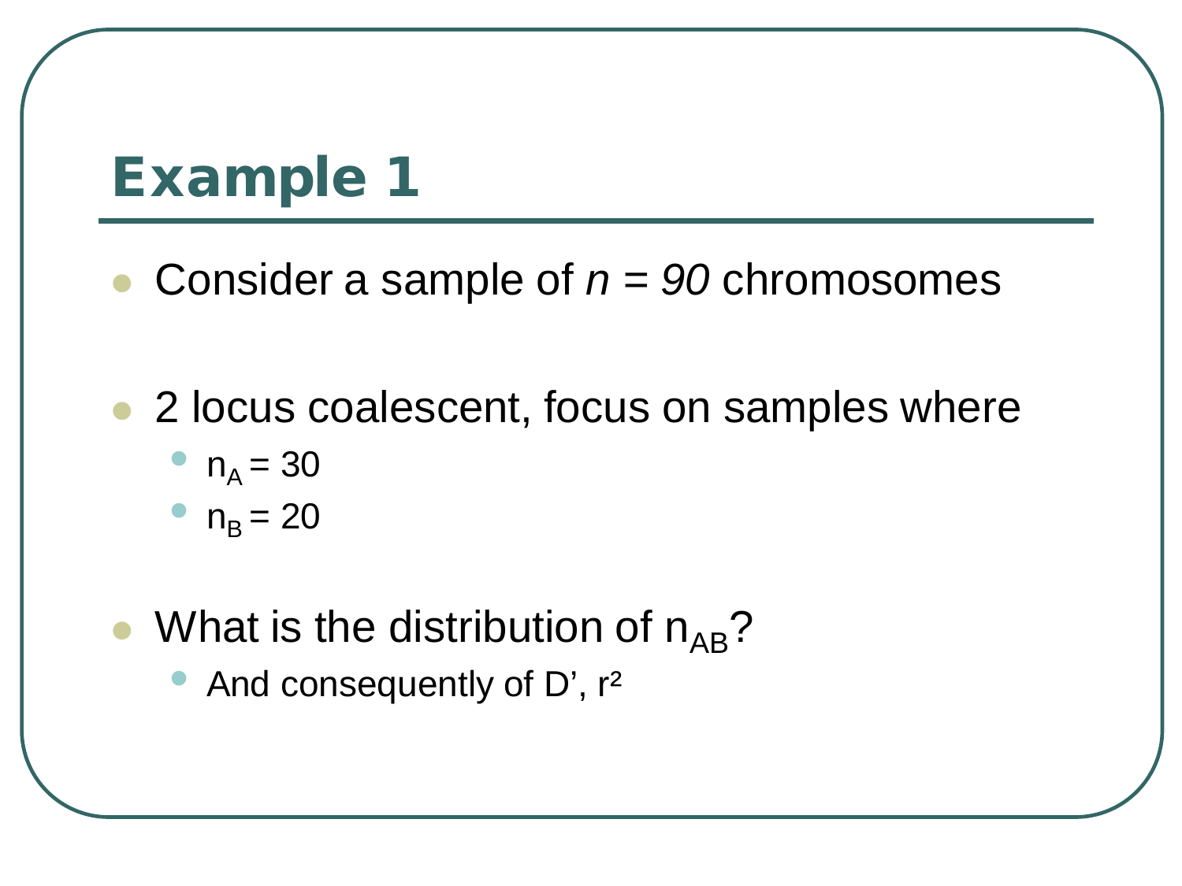# Example 1

- Consider a sample of $n = 90$ chromosomes

- 2 locus coalescent, focus on samples where
  - $n_A = 30$
  - $n_B = 20$

- What is the distribution of $n_{AB}$?
  - And consequently of D', $r^2$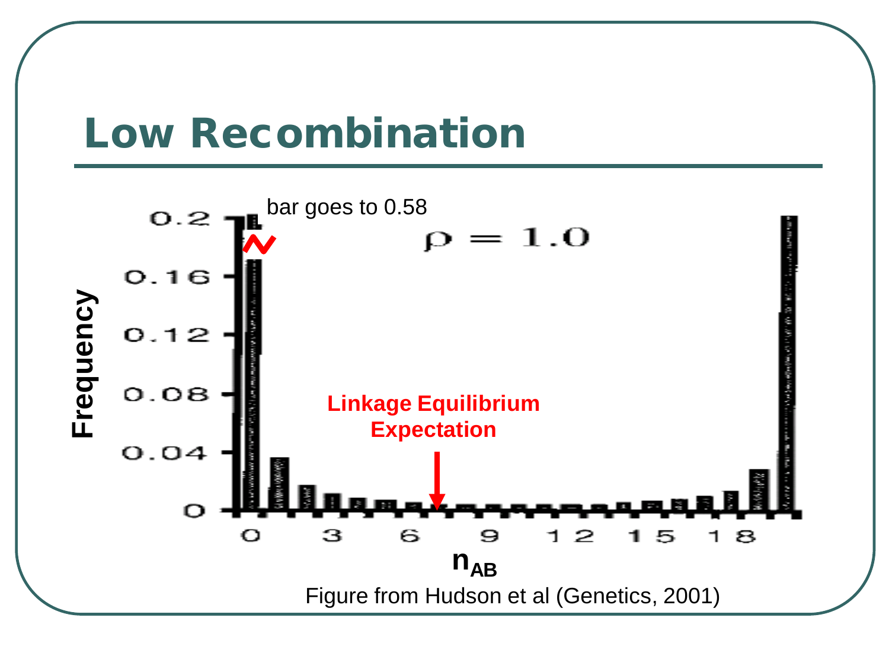# Low Recombination

bar goes to 0.58

$\rho = 1.0$

Linkage Equilibrium Expectation

Frequency

$n_{AB}$

Figure from Hudson et al (Genetics, 2001)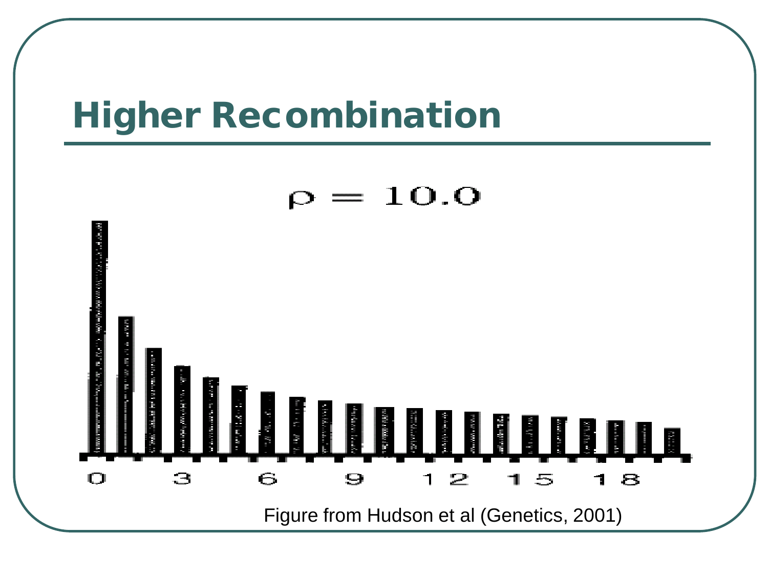# Higher Recombination

$\rho = 10.0$

0 3 6 9 12 15 18

Figure from Hudson et al (Genetics, 2001)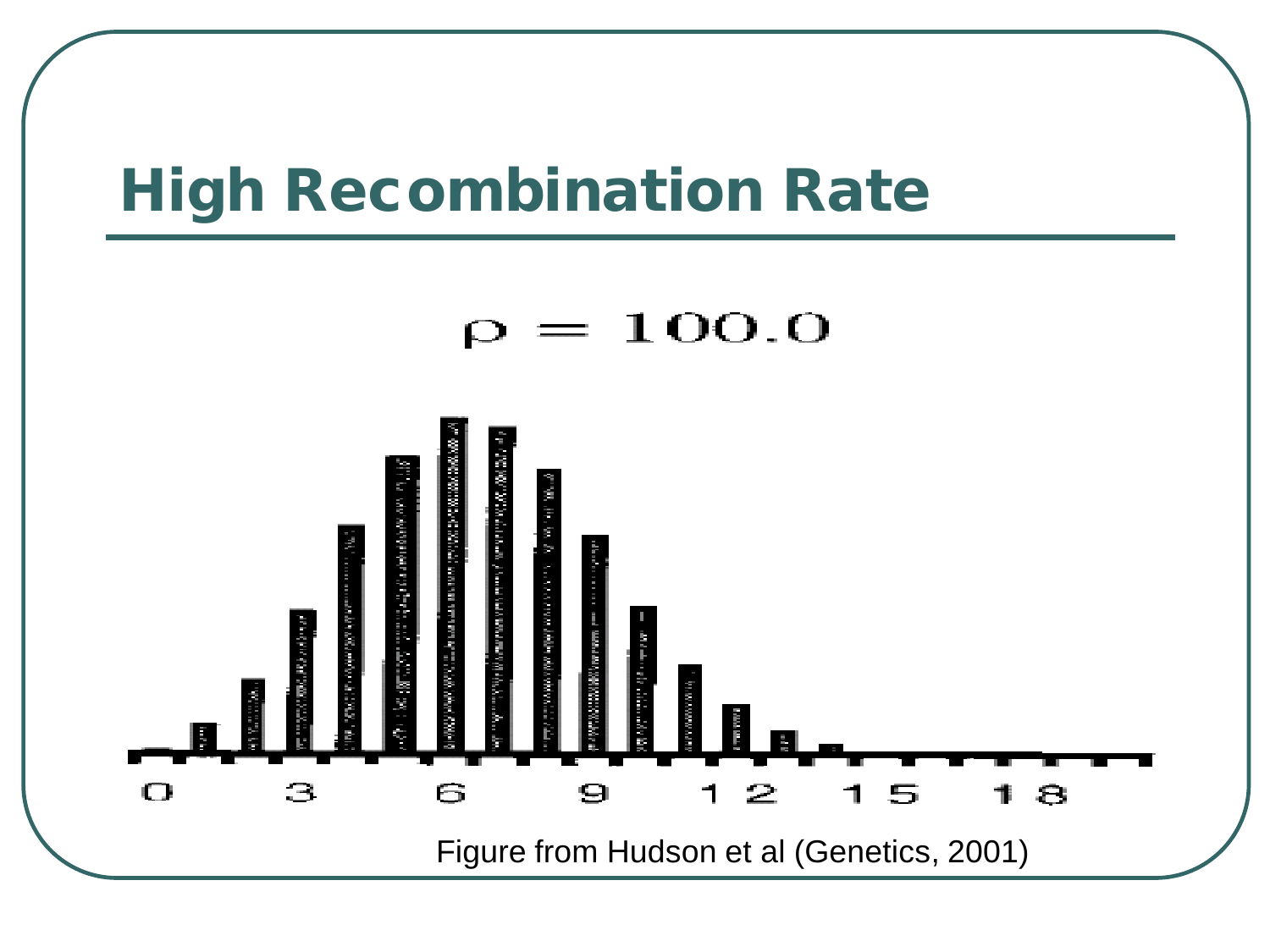# High Recombination Rate

$\rho = 100.0$

0 3 6 9 12 15 18

Figure from Hudson et al (Genetics, 2001)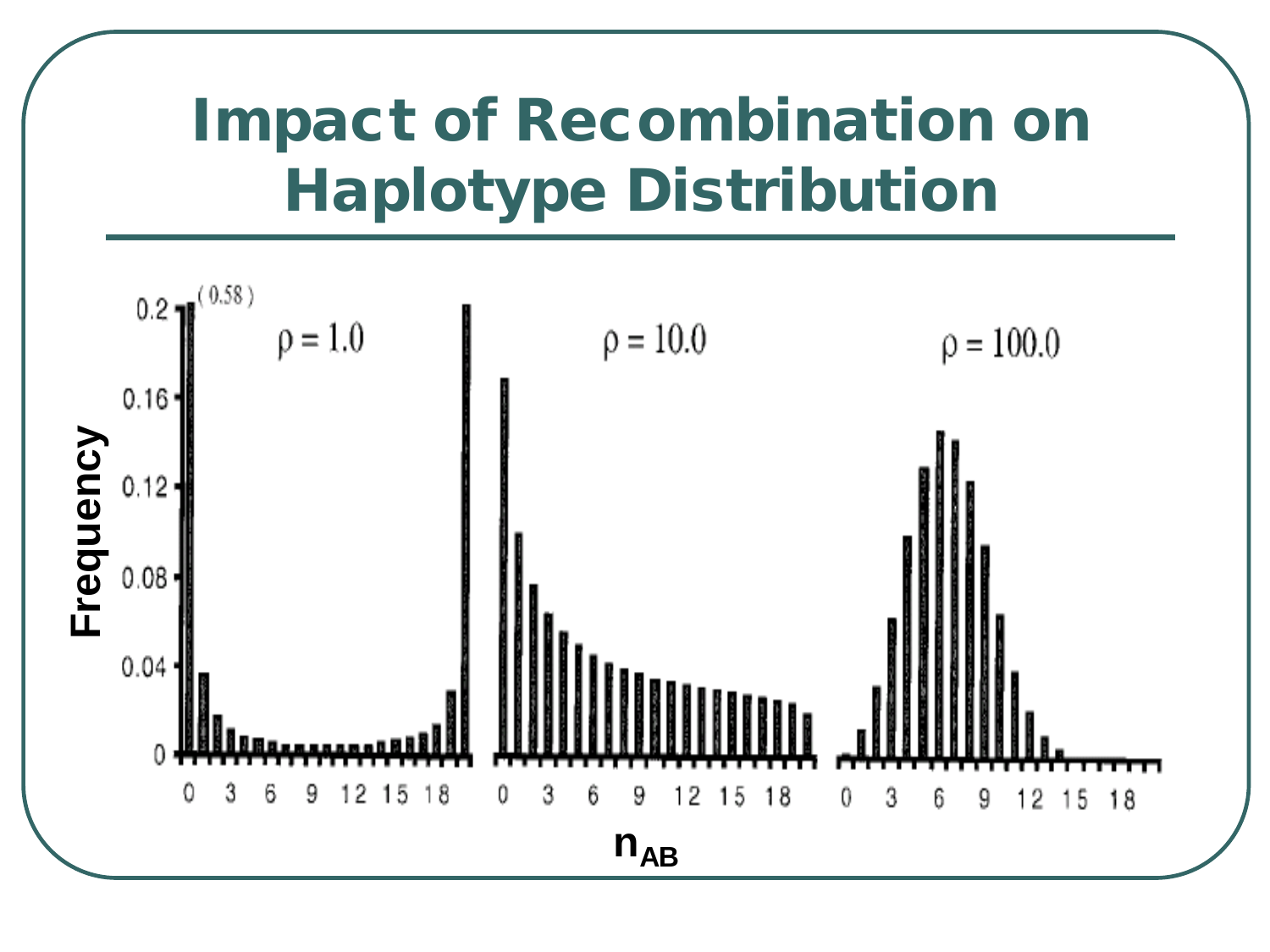# Impact of Recombination on Haplotype Distribution

(0.58)

$\rho = 1.0$

$\rho = 10.0$

$\rho = 100.0$

Frequency

0.2, 0.16, 0.12, 0.08, 0.04, 0

0 3 6 9 12 15 18

$n_{AB}$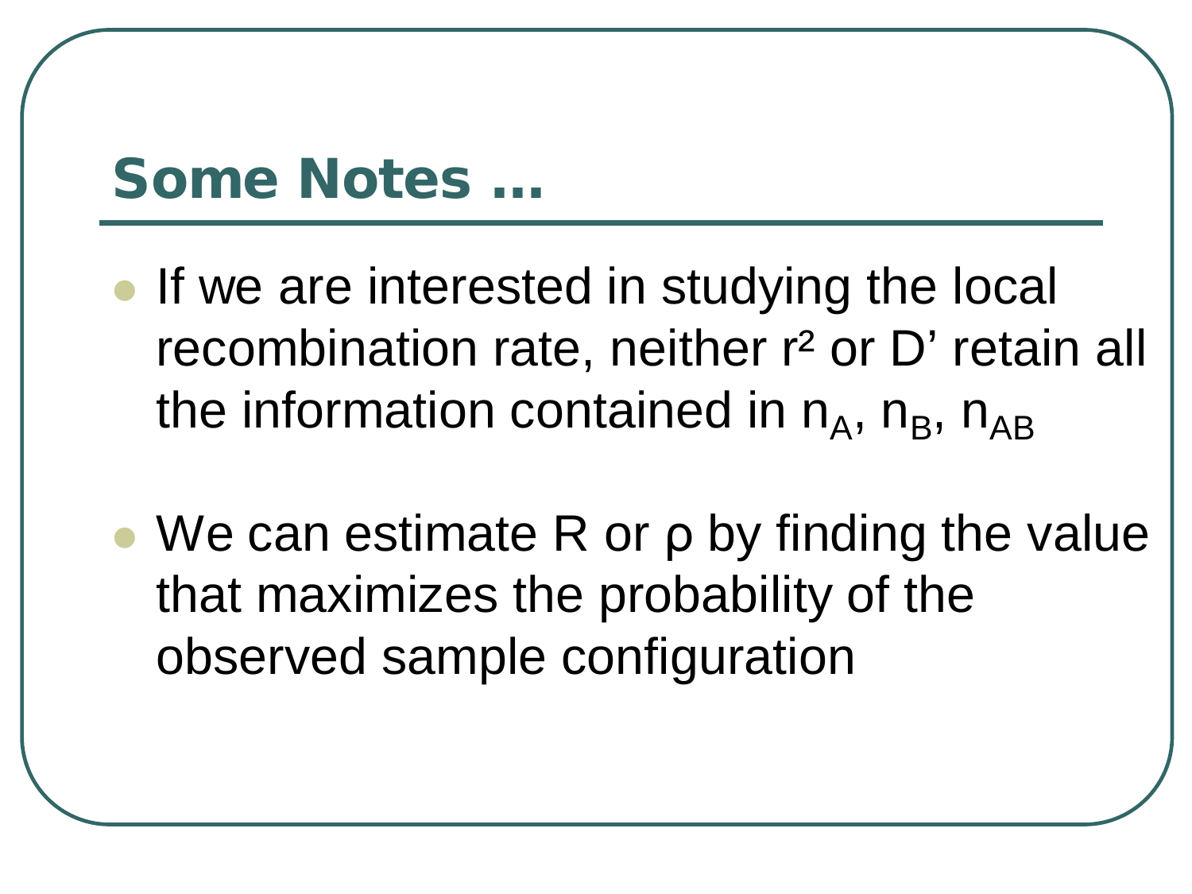## Some Notes …

- If we are interested in studying the local recombination rate, neither $r^2$ or D' retain all the information contained in $n_A$, $n_B$, $n_{AB}$
- We can estimate R or $\rho$ by finding the value that maximizes the probability of the observed sample configuration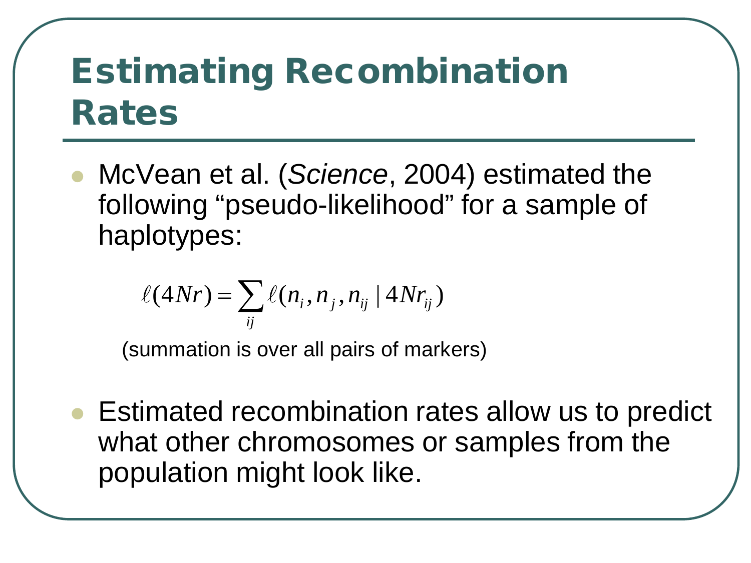# Estimating Recombination Rates

- McVean et al. (*Science*, 2004) estimated the following "pseudo-likelihood" for a sample of haplotypes:

$$\ell(4Nr) = \sum_{ij} \ell(n_i, n_j, n_{ij} \mid 4Nr_{ij})$$

(summation is over all pairs of markers)

- Estimated recombination rates allow us to predict what other chromosomes or samples from the population might look like.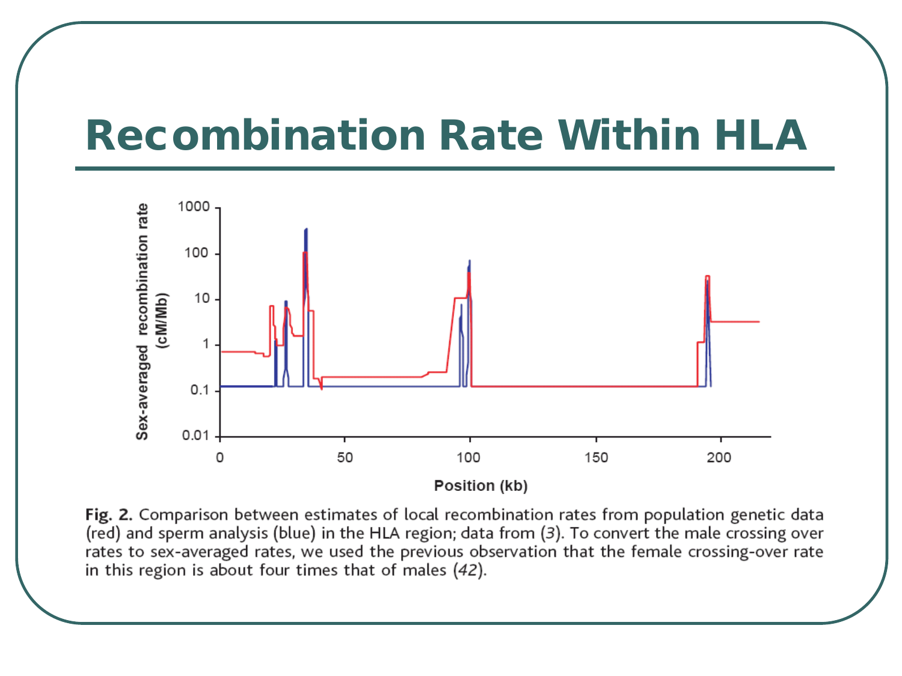# Recombination Rate Within HLA

**Fig. 2.** Comparison between estimates of local recombination rates from population genetic data (red) and sperm analysis (blue) in the HLA region; data from (*3*). To convert the male crossing over rates to sex-averaged rates, we used the previous observation that the female crossing-over rate in this region is about four times that of males (*42*).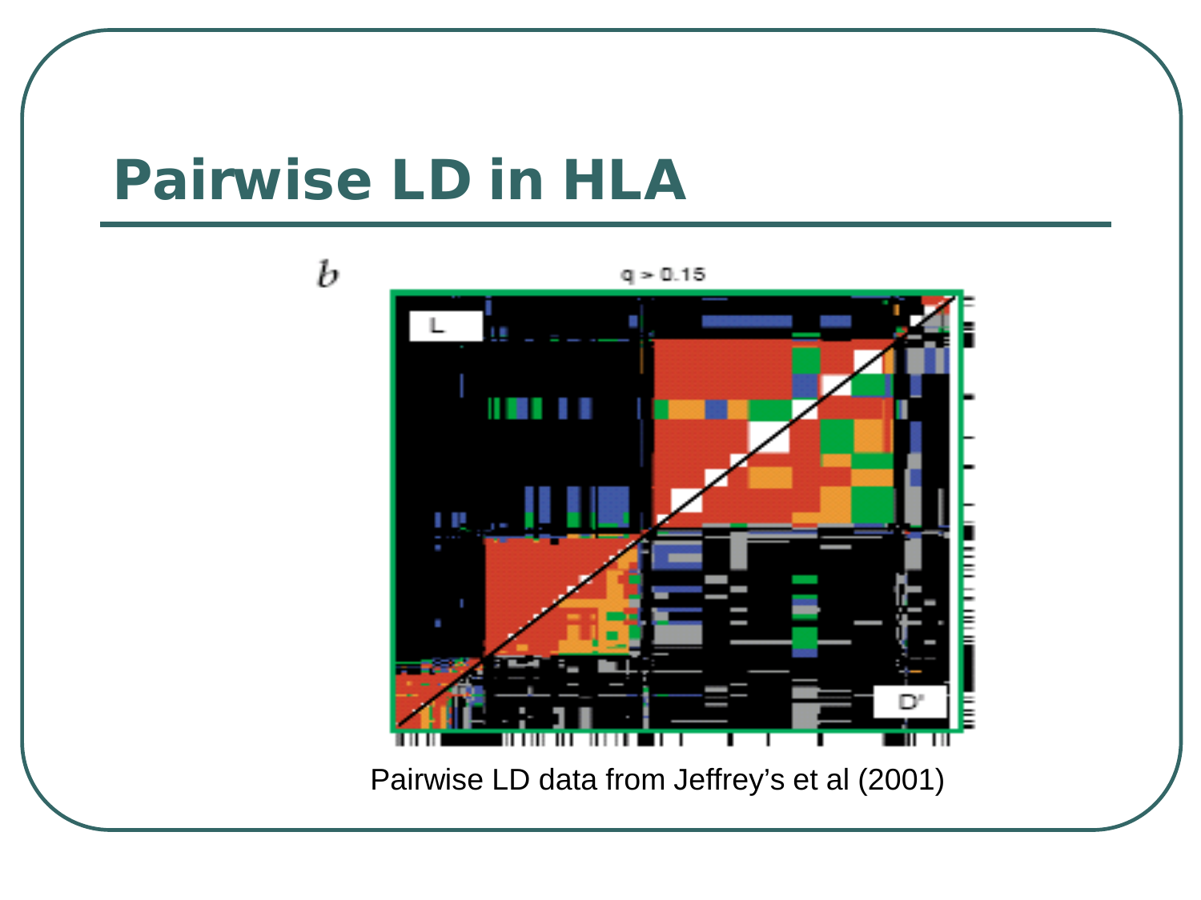# Pairwise LD in HLA

Pairwise LD data from Jeffrey's et al (2001)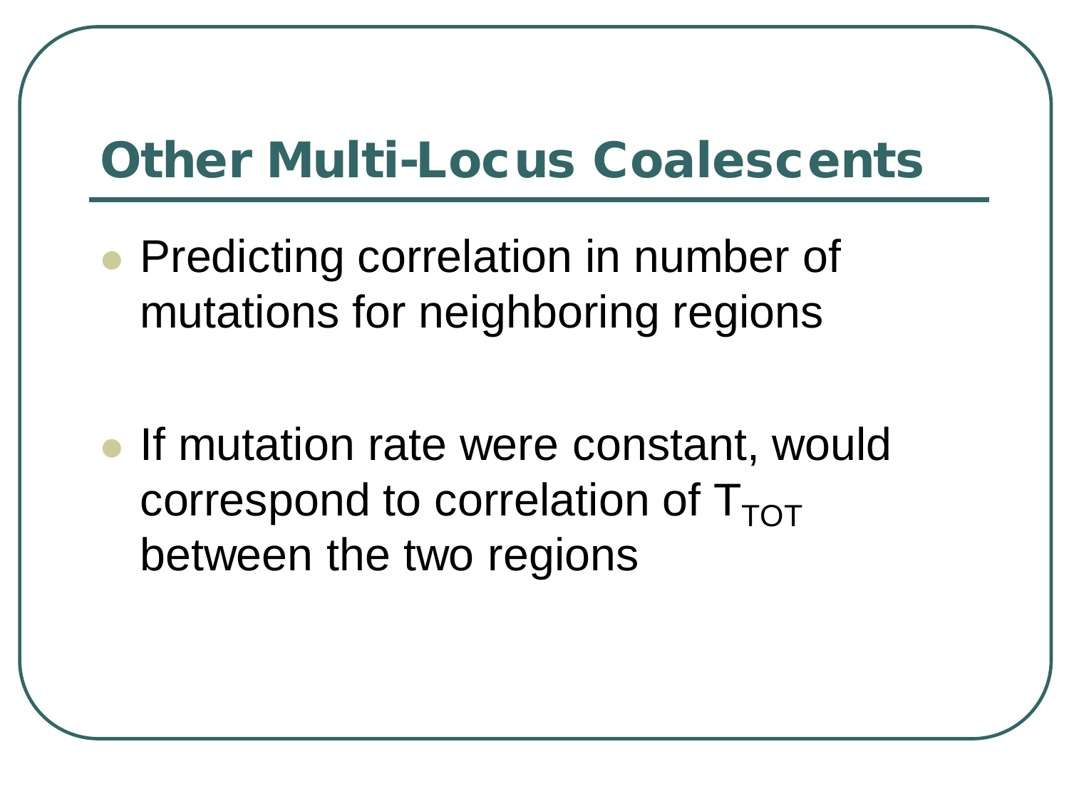# Other Multi-Locus Coalescents

- Predicting correlation in number of mutations for neighboring regions

- If mutation rate were constant, would correspond to correlation of $T_{TOT}$ between the two regions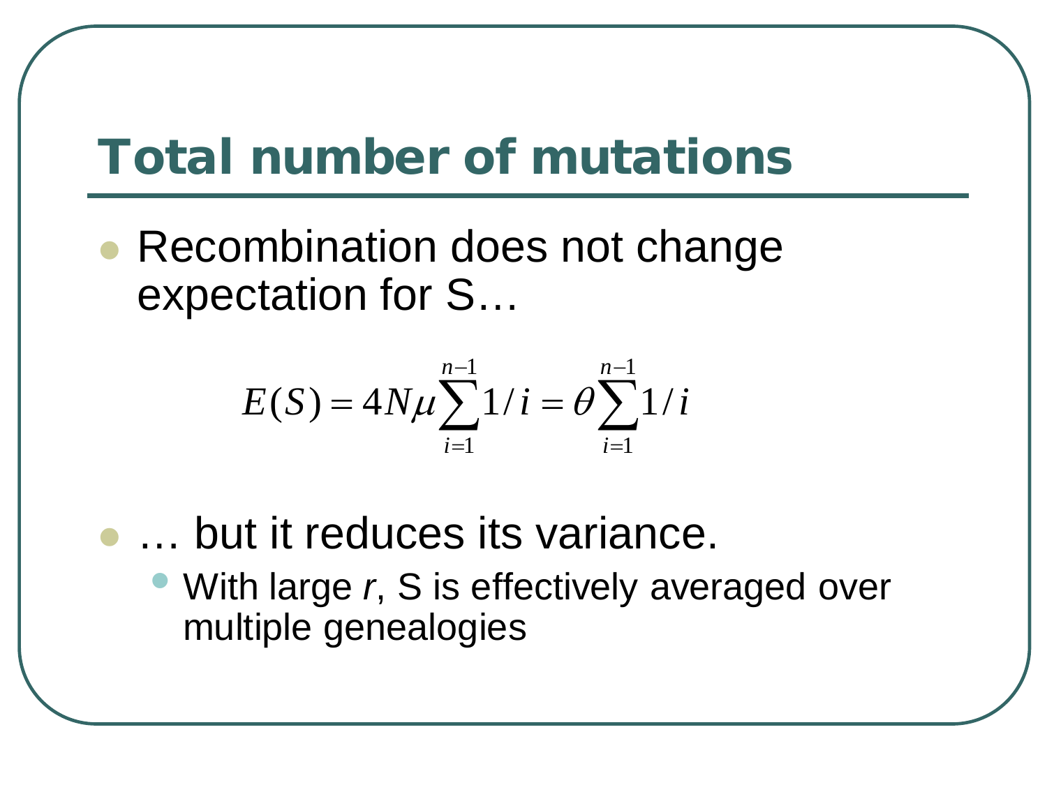# Total number of mutations

- Recombination does not change expectation for S…

$$E(S) = 4N\mu \sum_{i=1}^{n-1} 1/i = \theta \sum_{i=1}^{n-1} 1/i$$

- … but it reduces its variance.
  - With large *r*, S is effectively averaged over multiple genealogies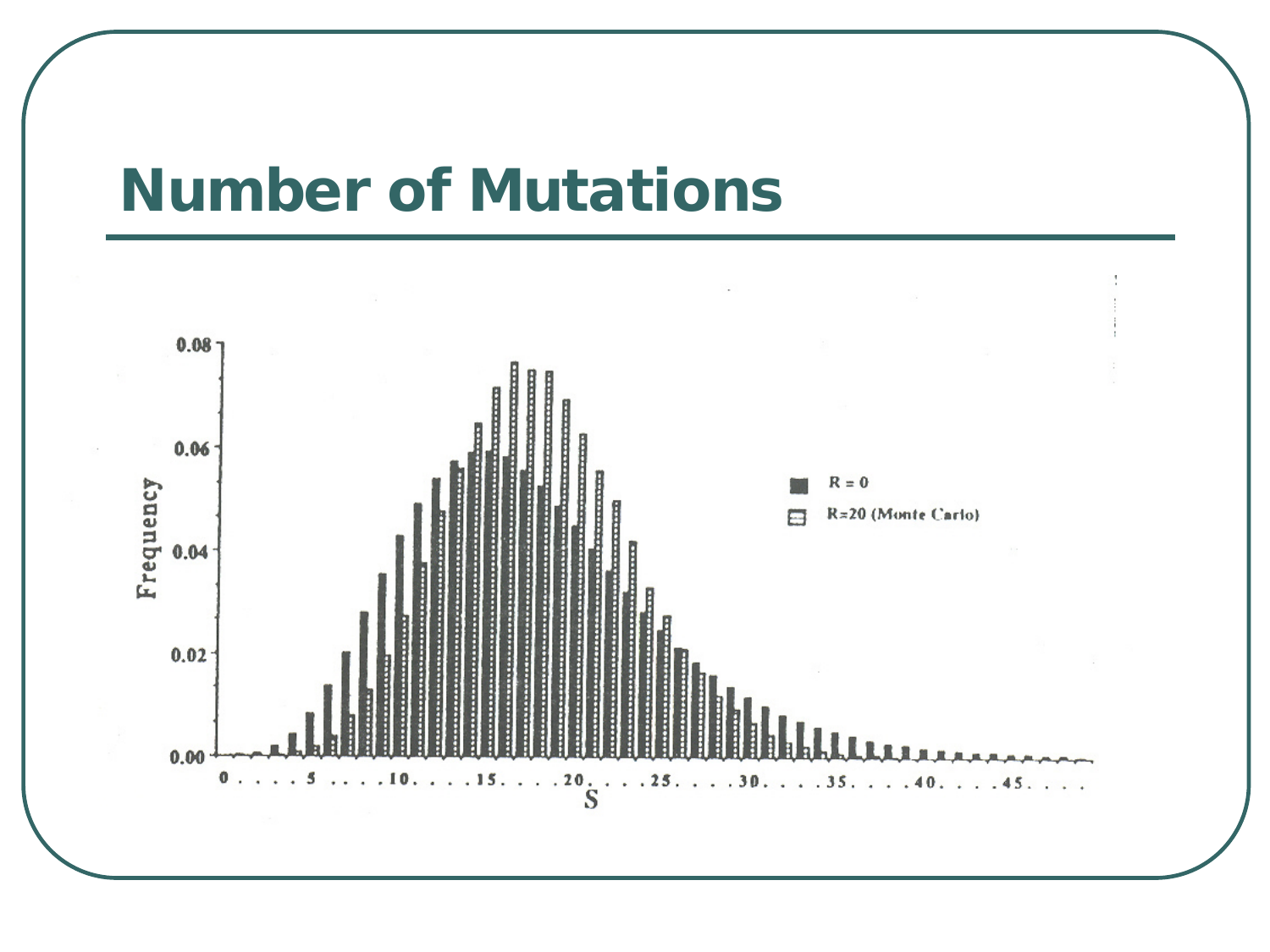# Number of Mutations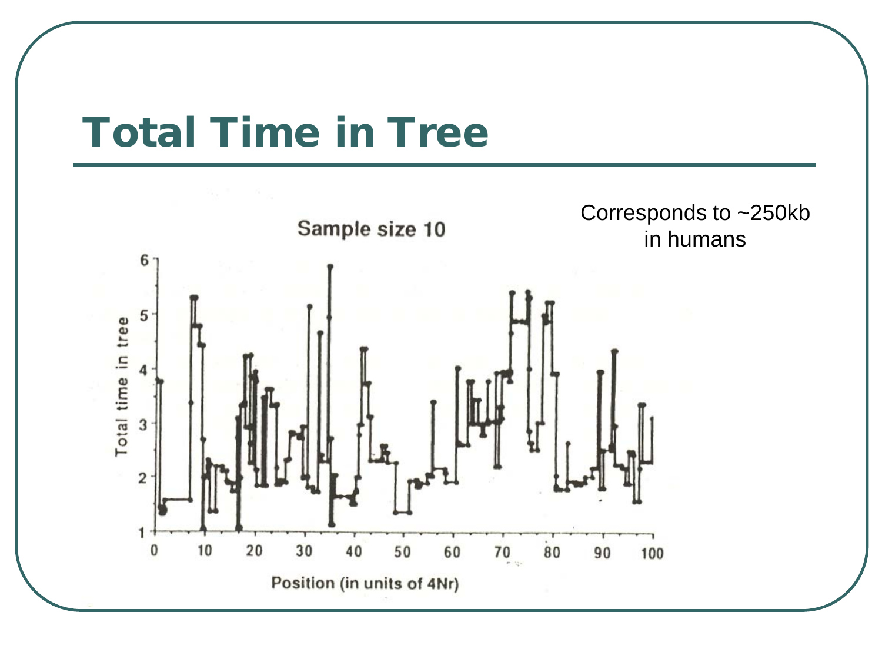# Total Time in Tree

Corresponds to ~250kb in humans

Sample size 10

Total time in tree

Position (in units of 4Nr)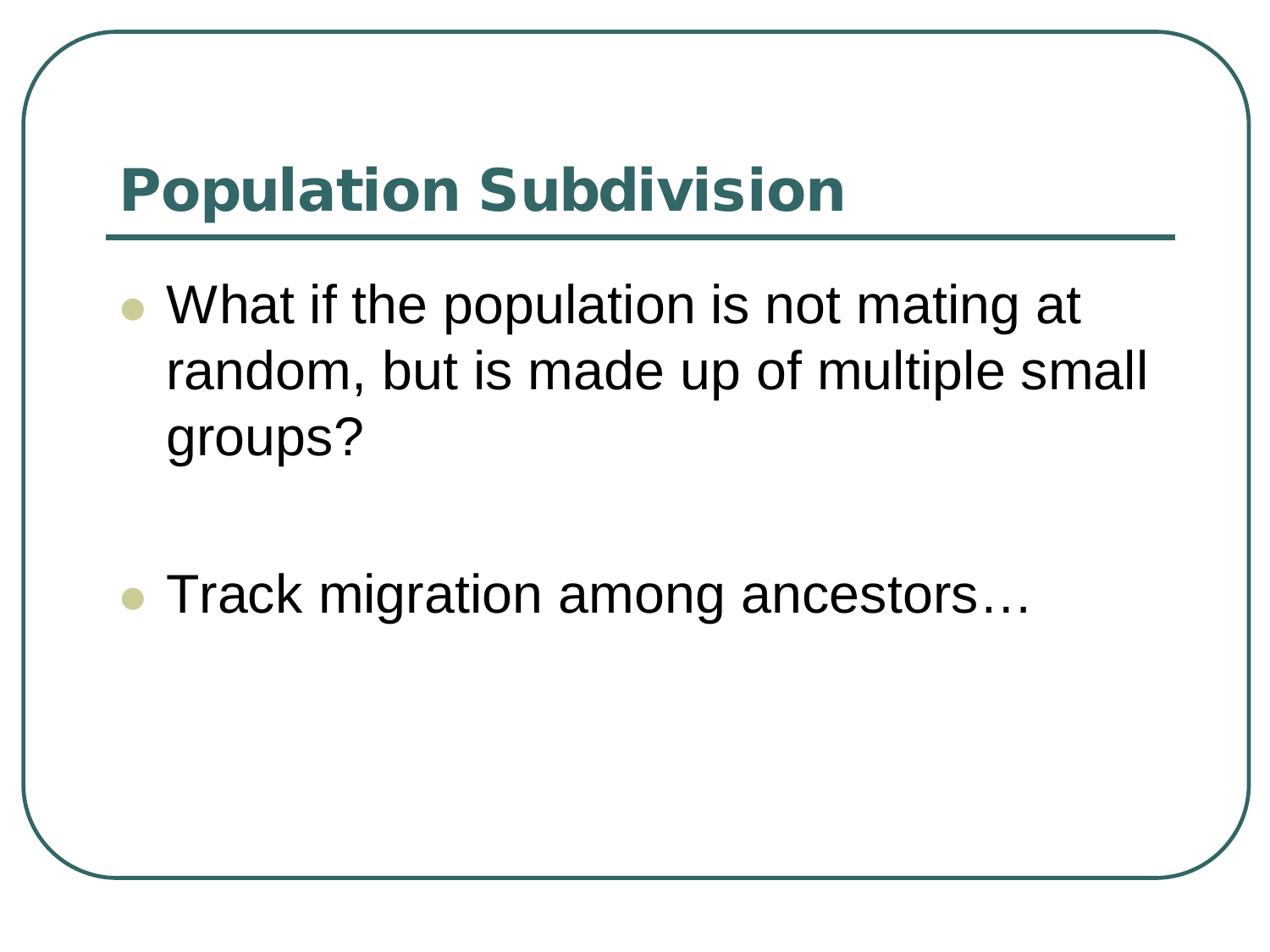# Population Subdivision

- What if the population is not mating at random, but is made up of multiple small groups?
- Track migration among ancestors…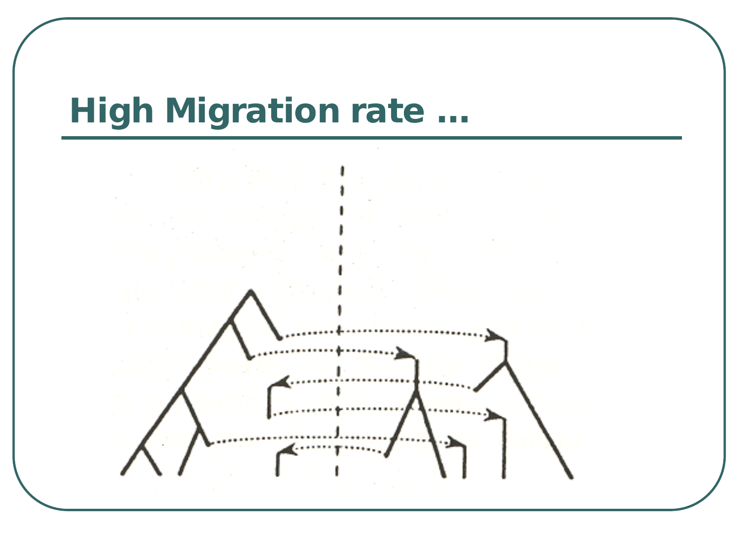# High Migration rate …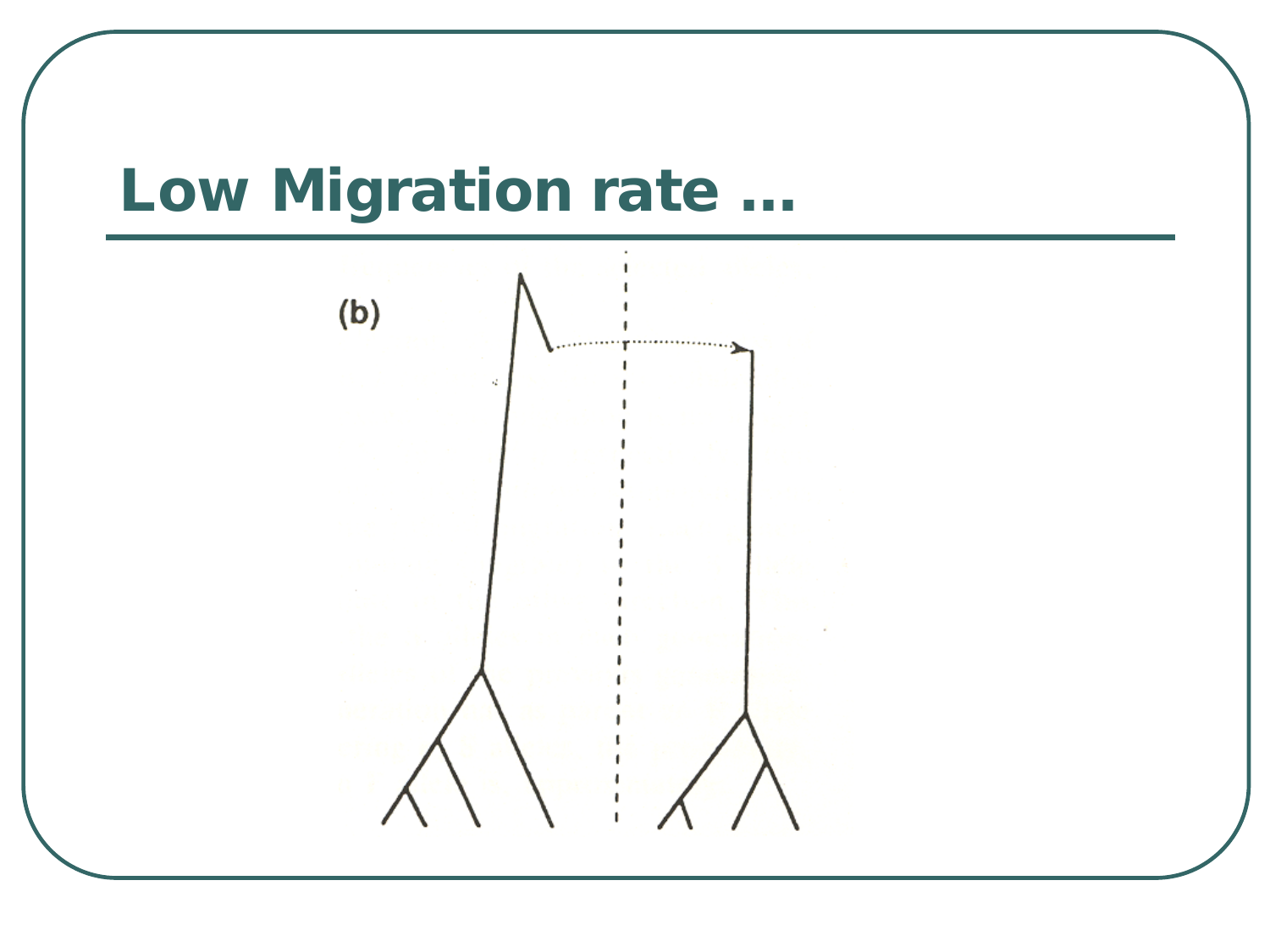# Low Migration rate …

(b)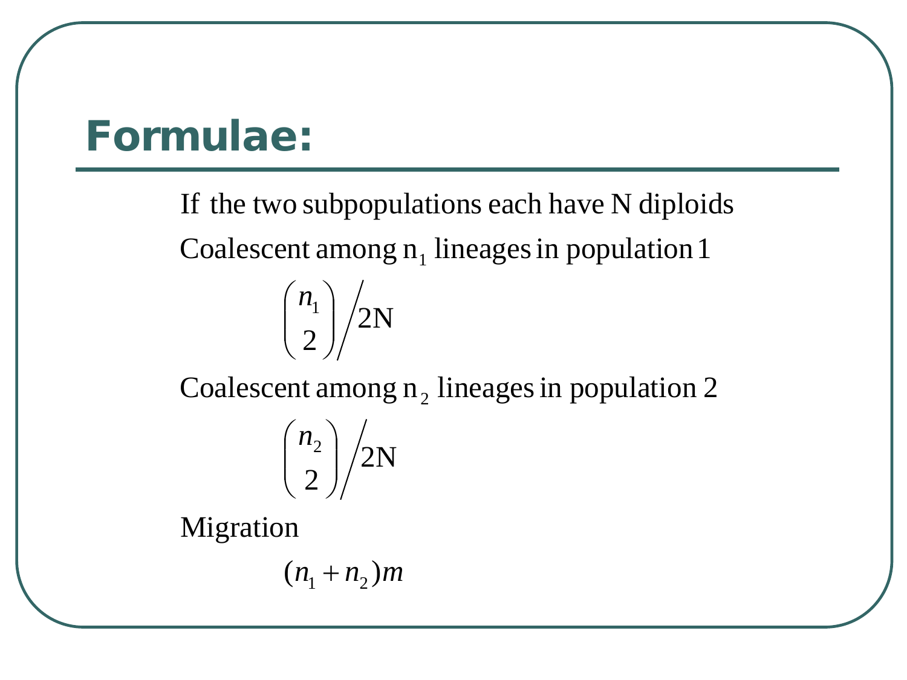# Formulae:

If the two subpopulations each have N diploids

Coalescent among $n_1$ lineages in population 1

$$\binom{n_1}{2}\Big/2N$$

Coalescent among $n_2$ lineages in population 2

$$\binom{n_2}{2}\Big/2N$$

Migration

$$(n_1 + n_2)m$$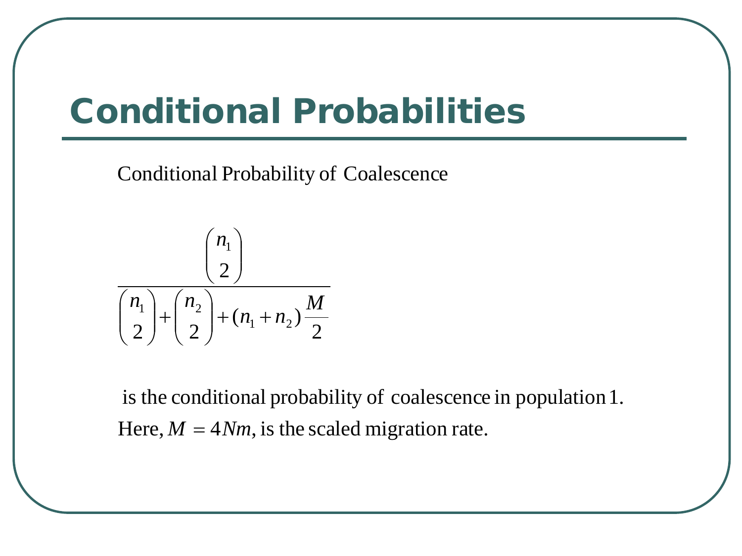# Conditional Probabilities

Conditional Probability of Coalescence

$$\frac{\binom{n_1}{2}}{\binom{n_1}{2} + \binom{n_2}{2} + (n_1 + n_2)\frac{M}{2}}$$

is the conditional probability of coalescence in population 1.

Here, $M = 4Nm$, is the scaled migration rate.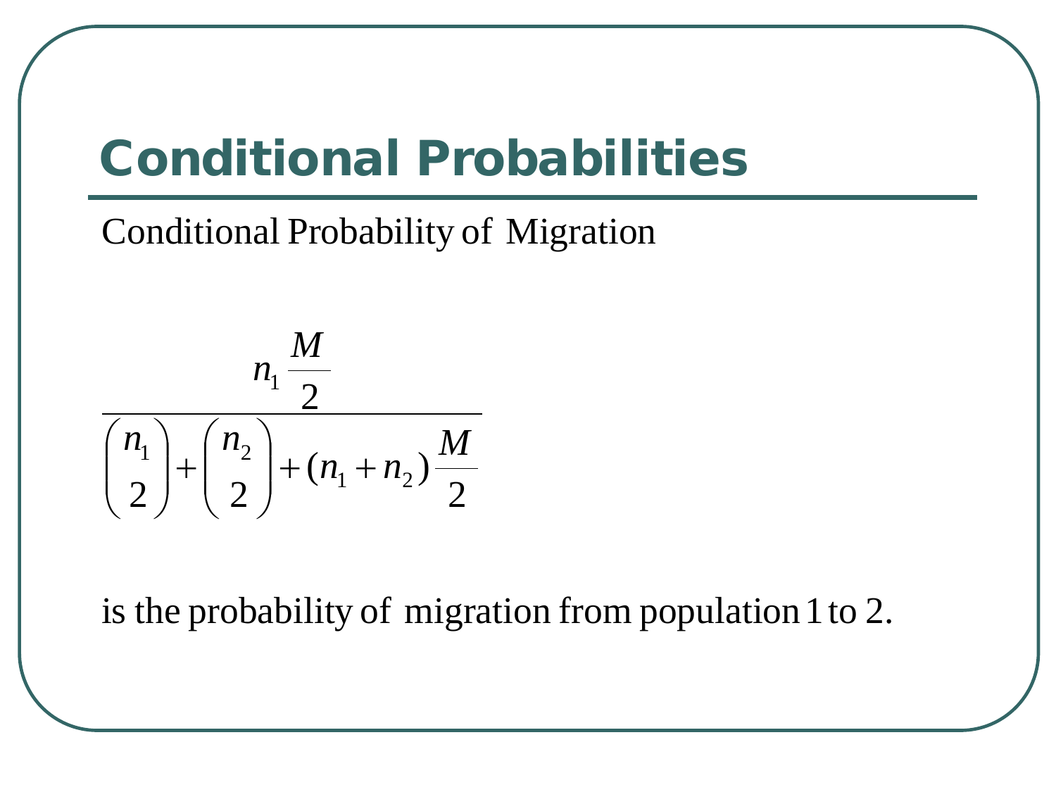# Conditional Probabilities

Conditional Probability of Migration

$$\frac{n_1 \frac{M}{2}}{\binom{n_1}{2} + \binom{n_2}{2} + (n_1 + n_2)\frac{M}{2}}$$

is the probability of migration from population 1 to 2.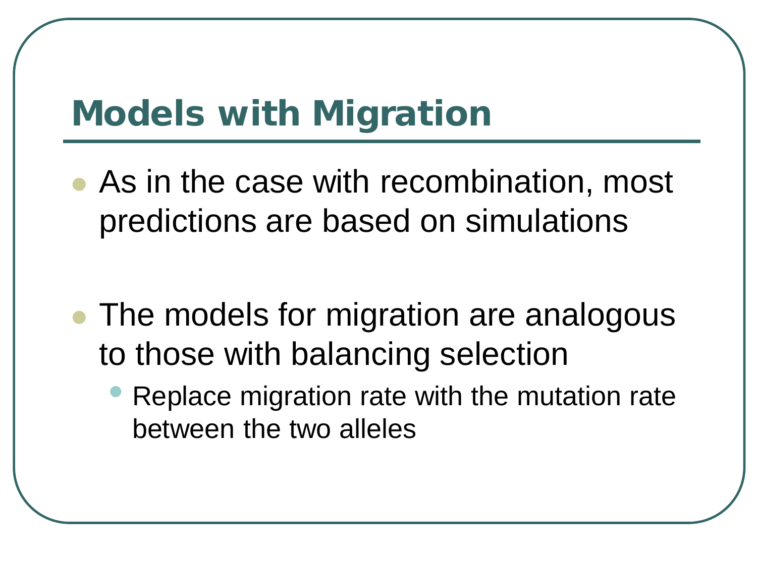# Models with Migration

- As in the case with recombination, most predictions are based on simulations

- The models for migration are analogous to those with balancing selection
  - Replace migration rate with the mutation rate between the two alleles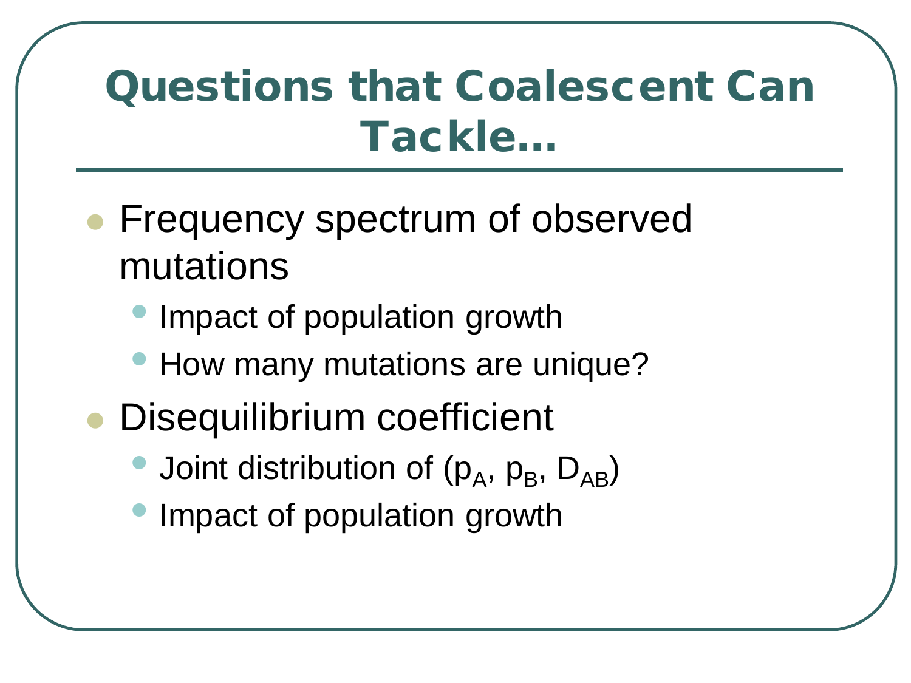# Questions that Coalescent Can Tackle…

- Frequency spectrum of observed mutations
  - Impact of population growth
  - How many mutations are unique?
- Disequilibrium coefficient
  - Joint distribution of ($p_A$, $p_B$, $D_{AB}$)
  - Impact of population growth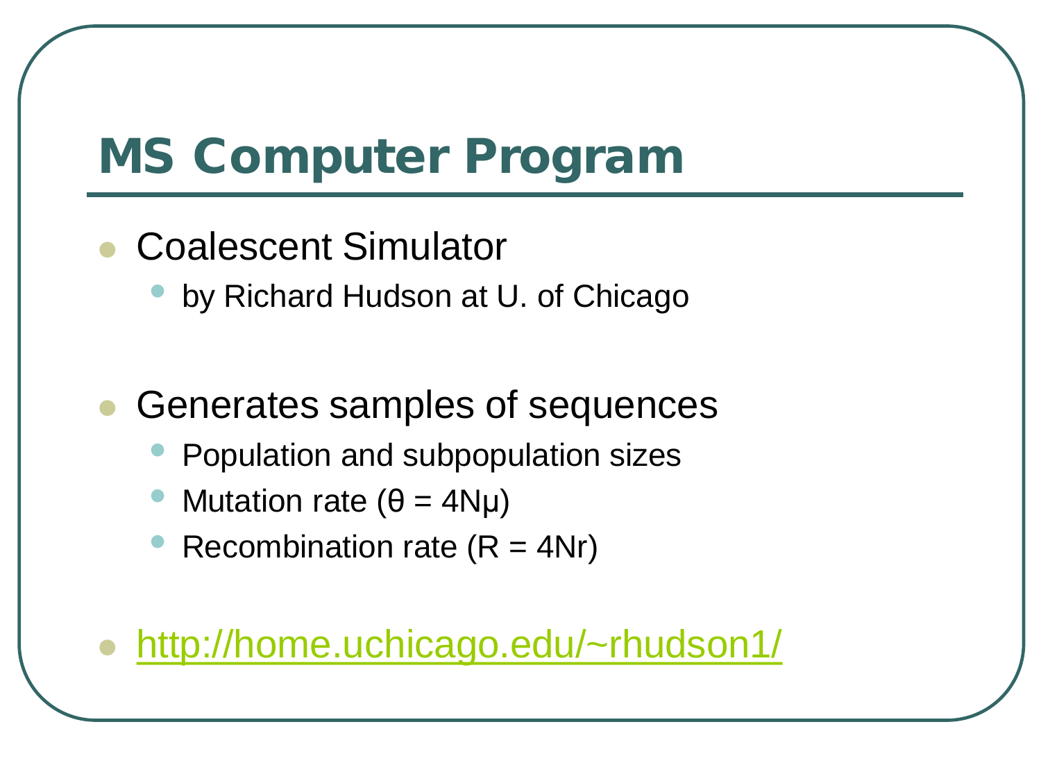# MS Computer Program

- Coalescent Simulator
  - by Richard Hudson at U. of Chicago
- Generates samples of sequences
  - Population and subpopulation sizes
  - Mutation rate ($\theta = 4N\mu$)
  - Recombination rate ($R = 4Nr$)
- http://home.uchicago.edu/~rhudson1/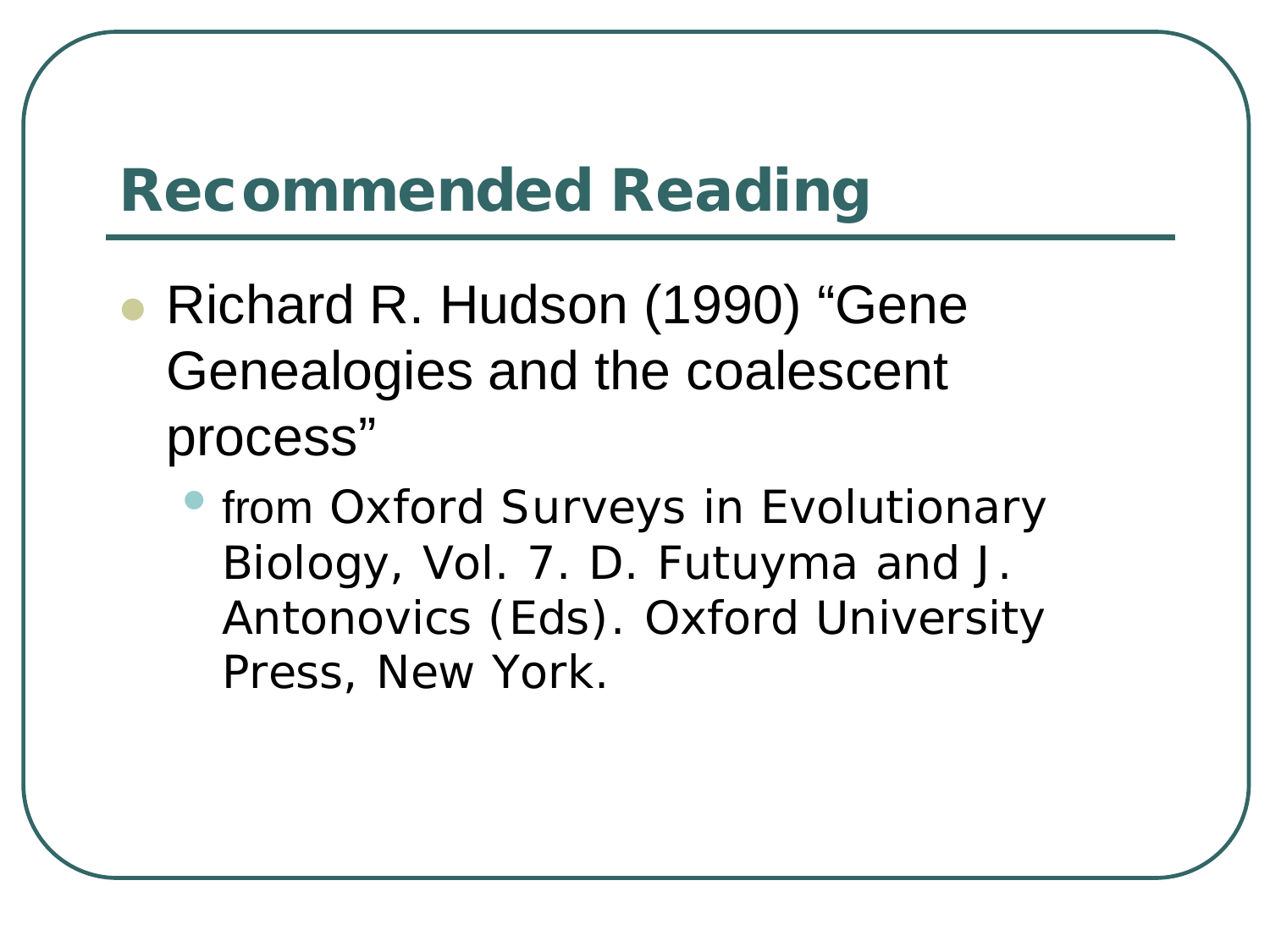# Recommended Reading

- Richard R. Hudson (1990) “Gene Genealogies and the coalescent process”
  - from Oxford Surveys in Evolutionary Biology, Vol. 7. D. Futuyma and J. Antonovics (Eds). Oxford University Press, New York.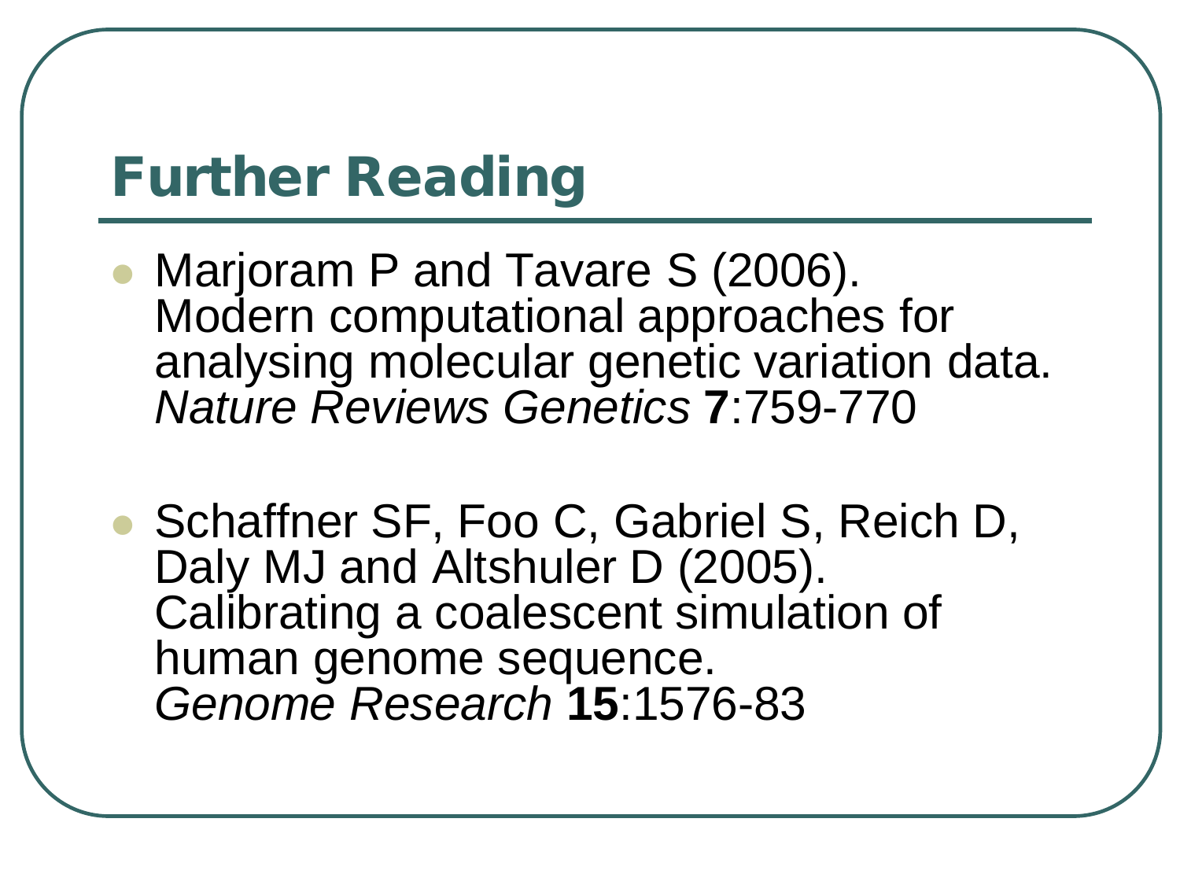# Further Reading

- Marjoram P and Tavare S (2006). Modern computational approaches for analysing molecular genetic variation data. *Nature Reviews Genetics* **7**:759-770

- Schaffner SF, Foo C, Gabriel S, Reich D, Daly MJ and Altshuler D (2005). Calibrating a coalescent simulation of human genome sequence. *Genome Research* **15**:1576-83